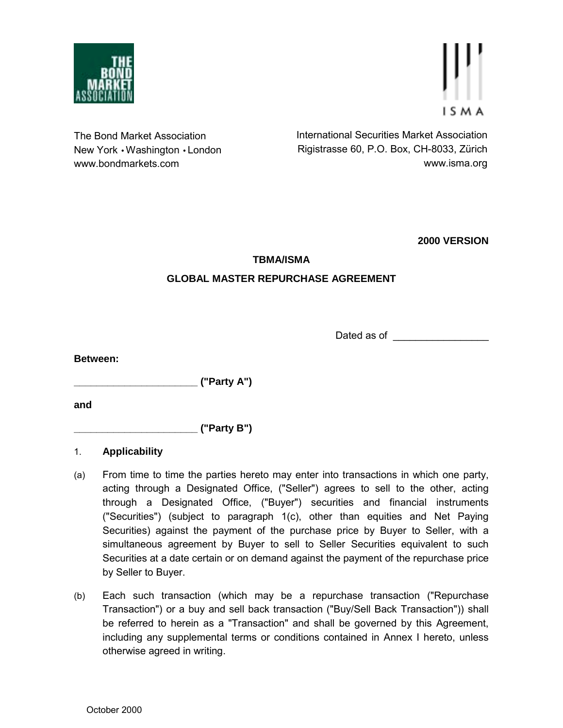The Bond Market Association
New York • Washington • London
www.bondmarkets.com

International Securities Market Association
Rigistrasse 60, P.O. Box, CH-8033, Zürich
www.isma.org

**2000 VERSION**

**TBMA/ISMA**

**GLOBAL MASTER REPURCHASE AGREEMENT**

Dated as of _________________

**Between:**

**______________________ ("Party A")**

**and**

**______________________ ("Party B")**

## 1. Applicability

(a) From time to time the parties hereto may enter into transactions in which one party, acting through a Designated Office, ("Seller") agrees to sell to the other, acting through a Designated Office, ("Buyer") securities and financial instruments ("Securities") (subject to paragraph 1(c), other than equities and Net Paying Securities) against the payment of the purchase price by Buyer to Seller, with a simultaneous agreement by Buyer to sell to Seller Securities equivalent to such Securities at a date certain or on demand against the payment of the repurchase price by Seller to Buyer.

(b) Each such transaction (which may be a repurchase transaction ("Repurchase Transaction") or a buy and sell back transaction ("Buy/Sell Back Transaction")) shall be referred to herein as a "Transaction" and shall be governed by this Agreement, including any supplemental terms or conditions contained in Annex I hereto, unless otherwise agreed in writing.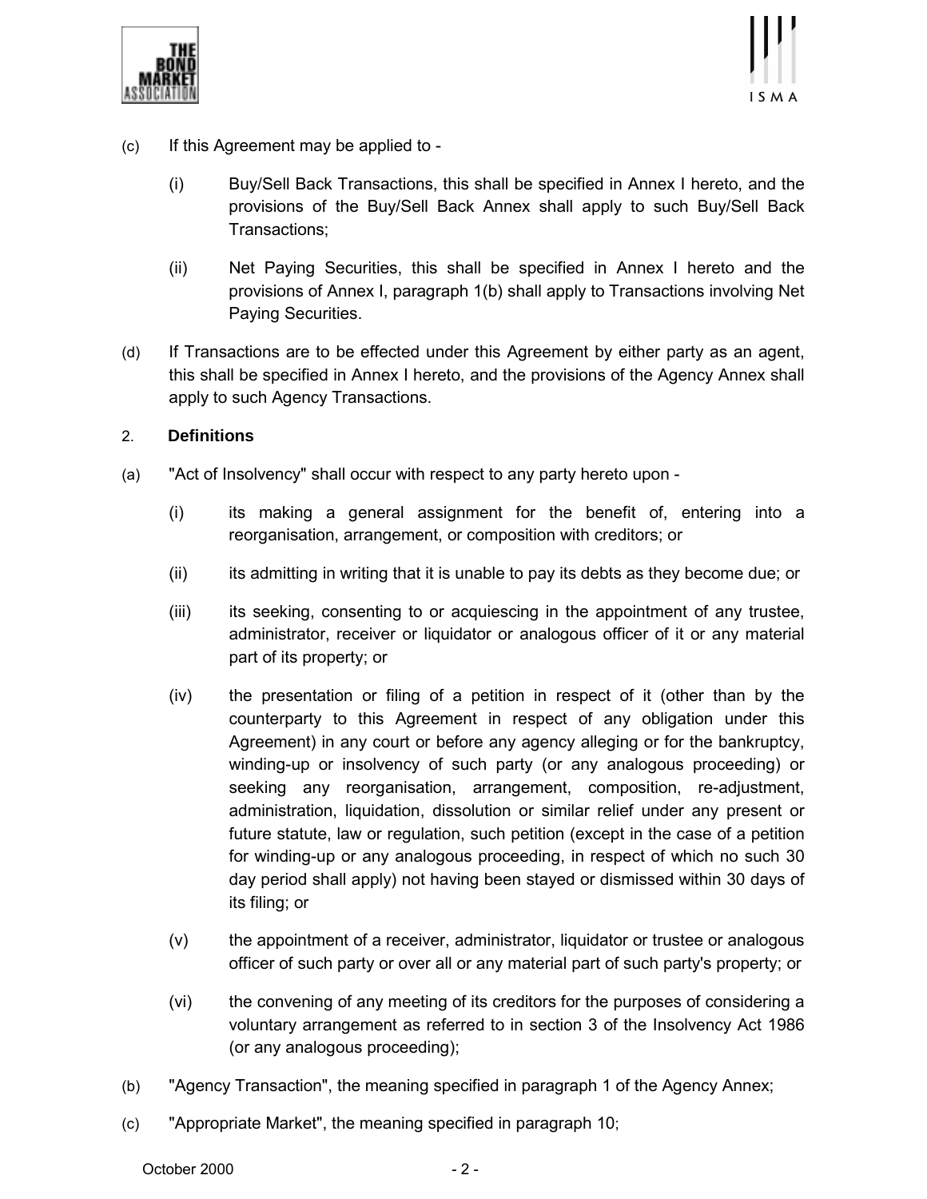(c) If this Agreement may be applied to -

(i) Buy/Sell Back Transactions, this shall be specified in Annex I hereto, and the provisions of the Buy/Sell Back Annex shall apply to such Buy/Sell Back Transactions;

(ii) Net Paying Securities, this shall be specified in Annex I hereto and the provisions of Annex I, paragraph 1(b) shall apply to Transactions involving Net Paying Securities.

(d) If Transactions are to be effected under this Agreement by either party as an agent, this shall be specified in Annex I hereto, and the provisions of the Agency Annex shall apply to such Agency Transactions.

2. **Definitions**

(a) "Act of Insolvency" shall occur with respect to any party hereto upon -

(i) its making a general assignment for the benefit of, entering into a reorganisation, arrangement, or composition with creditors; or

(ii) its admitting in writing that it is unable to pay its debts as they become due; or

(iii) its seeking, consenting to or acquiescing in the appointment of any trustee, administrator, receiver or liquidator or analogous officer of it or any material part of its property; or

(iv) the presentation or filing of a petition in respect of it (other than by the counterparty to this Agreement in respect of any obligation under this Agreement) in any court or before any agency alleging or for the bankruptcy, winding-up or insolvency of such party (or any analogous proceeding) or seeking any reorganisation, arrangement, composition, re-adjustment, administration, liquidation, dissolution or similar relief under any present or future statute, law or regulation, such petition (except in the case of a petition for winding-up or any analogous proceeding, in respect of which no such 30 day period shall apply) not having been stayed or dismissed within 30 days of its filing; or

(v) the appointment of a receiver, administrator, liquidator or trustee or analogous officer of such party or over all or any material part of such party's property; or

(vi) the convening of any meeting of its creditors for the purposes of considering a voluntary arrangement as referred to in section 3 of the Insolvency Act 1986 (or any analogous proceeding);

(b) "Agency Transaction", the meaning specified in paragraph 1 of the Agency Annex;

(c) "Appropriate Market", the meaning specified in paragraph 10;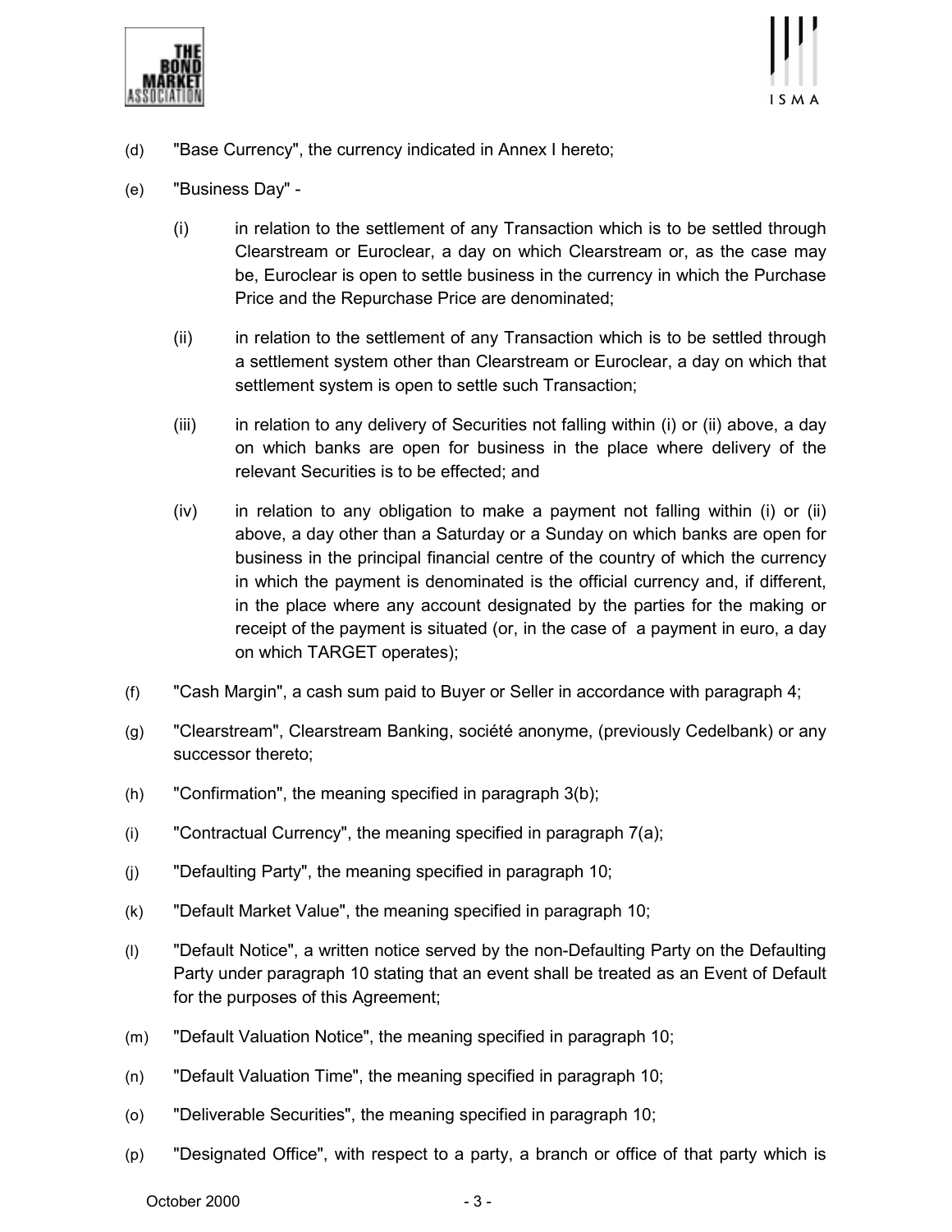(d) "Base Currency", the currency indicated in Annex I hereto;

(e) "Business Day" -

(i) in relation to the settlement of any Transaction which is to be settled through Clearstream or Euroclear, a day on which Clearstream or, as the case may be, Euroclear is open to settle business in the currency in which the Purchase Price and the Repurchase Price are denominated;

(ii) in relation to the settlement of any Transaction which is to be settled through a settlement system other than Clearstream or Euroclear, a day on which that settlement system is open to settle such Transaction;

(iii) in relation to any delivery of Securities not falling within (i) or (ii) above, a day on which banks are open for business in the place where delivery of the relevant Securities is to be effected; and

(iv) in relation to any obligation to make a payment not falling within (i) or (ii) above, a day other than a Saturday or a Sunday on which banks are open for business in the principal financial centre of the country of which the currency in which the payment is denominated is the official currency and, if different, in the place where any account designated by the parties for the making or receipt of the payment is situated (or, in the case of a payment in euro, a day on which TARGET operates);

(f) "Cash Margin", a cash sum paid to Buyer or Seller in accordance with paragraph 4;

(g) "Clearstream", Clearstream Banking, société anonyme, (previously Cedelbank) or any successor thereto;

(h) "Confirmation", the meaning specified in paragraph 3(b);

(i) "Contractual Currency", the meaning specified in paragraph 7(a);

(j) "Defaulting Party", the meaning specified in paragraph 10;

(k) "Default Market Value", the meaning specified in paragraph 10;

(l) "Default Notice", a written notice served by the non-Defaulting Party on the Defaulting Party under paragraph 10 stating that an event shall be treated as an Event of Default for the purposes of this Agreement;

(m) "Default Valuation Notice", the meaning specified in paragraph 10;

(n) "Default Valuation Time", the meaning specified in paragraph 10;

(o) "Deliverable Securities", the meaning specified in paragraph 10;

(p) "Designated Office", with respect to a party, a branch or office of that party which is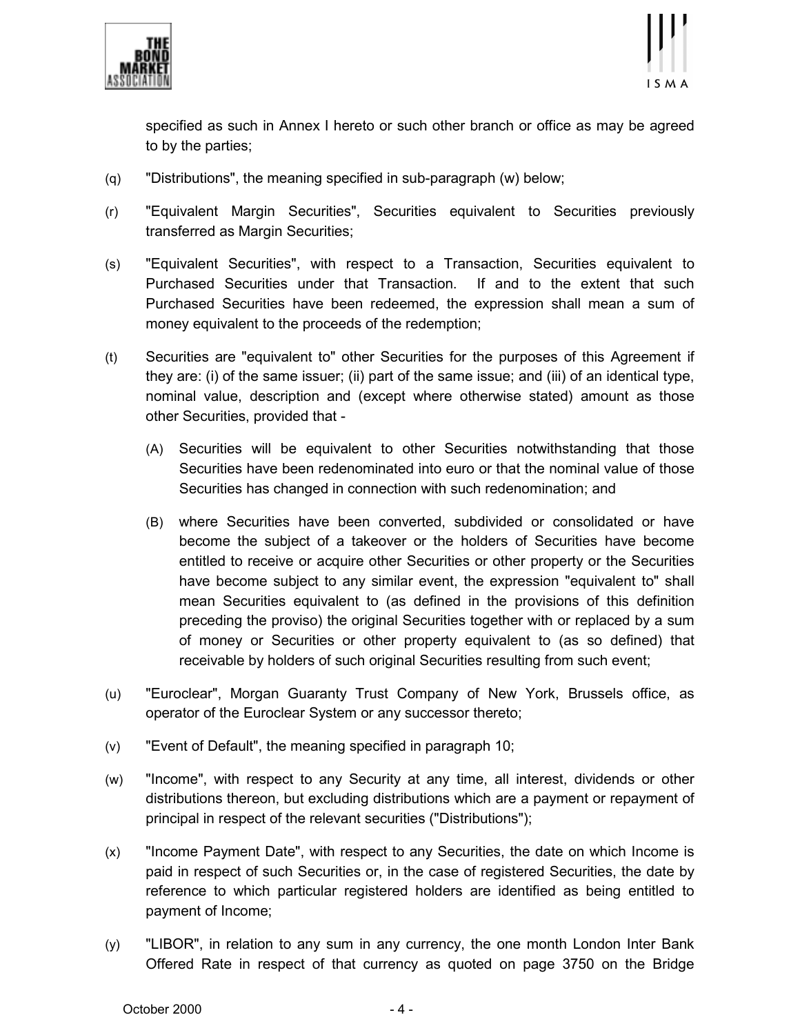specified as such in Annex I hereto or such other branch or office as may be agreed to by the parties;

(q) "Distributions", the meaning specified in sub-paragraph (w) below;

(r) "Equivalent Margin Securities", Securities equivalent to Securities previously transferred as Margin Securities;

(s) "Equivalent Securities", with respect to a Transaction, Securities equivalent to Purchased Securities under that Transaction. If and to the extent that such Purchased Securities have been redeemed, the expression shall mean a sum of money equivalent to the proceeds of the redemption;

(t) Securities are "equivalent to" other Securities for the purposes of this Agreement if they are: (i) of the same issuer; (ii) part of the same issue; and (iii) of an identical type, nominal value, description and (except where otherwise stated) amount as those other Securities, provided that -

  (A) Securities will be equivalent to other Securities notwithstanding that those Securities have been redenominated into euro or that the nominal value of those Securities has changed in connection with such redenomination; and

  (B) where Securities have been converted, subdivided or consolidated or have become the subject of a takeover or the holders of Securities have become entitled to receive or acquire other Securities or other property or the Securities have become subject to any similar event, the expression "equivalent to" shall mean Securities equivalent to (as defined in the provisions of this definition preceding the proviso) the original Securities together with or replaced by a sum of money or Securities or other property equivalent to (as so defined) that receivable by holders of such original Securities resulting from such event;

(u) "Euroclear", Morgan Guaranty Trust Company of New York, Brussels office, as operator of the Euroclear System or any successor thereto;

(v) "Event of Default", the meaning specified in paragraph 10;

(w) "Income", with respect to any Security at any time, all interest, dividends or other distributions thereon, but excluding distributions which are a payment or repayment of principal in respect of the relevant securities ("Distributions");

(x) "Income Payment Date", with respect to any Securities, the date on which Income is paid in respect of such Securities or, in the case of registered Securities, the date by reference to which particular registered holders are identified as being entitled to payment of Income;

(y) "LIBOR", in relation to any sum in any currency, the one month London Inter Bank Offered Rate in respect of that currency as quoted on page 3750 on the Bridge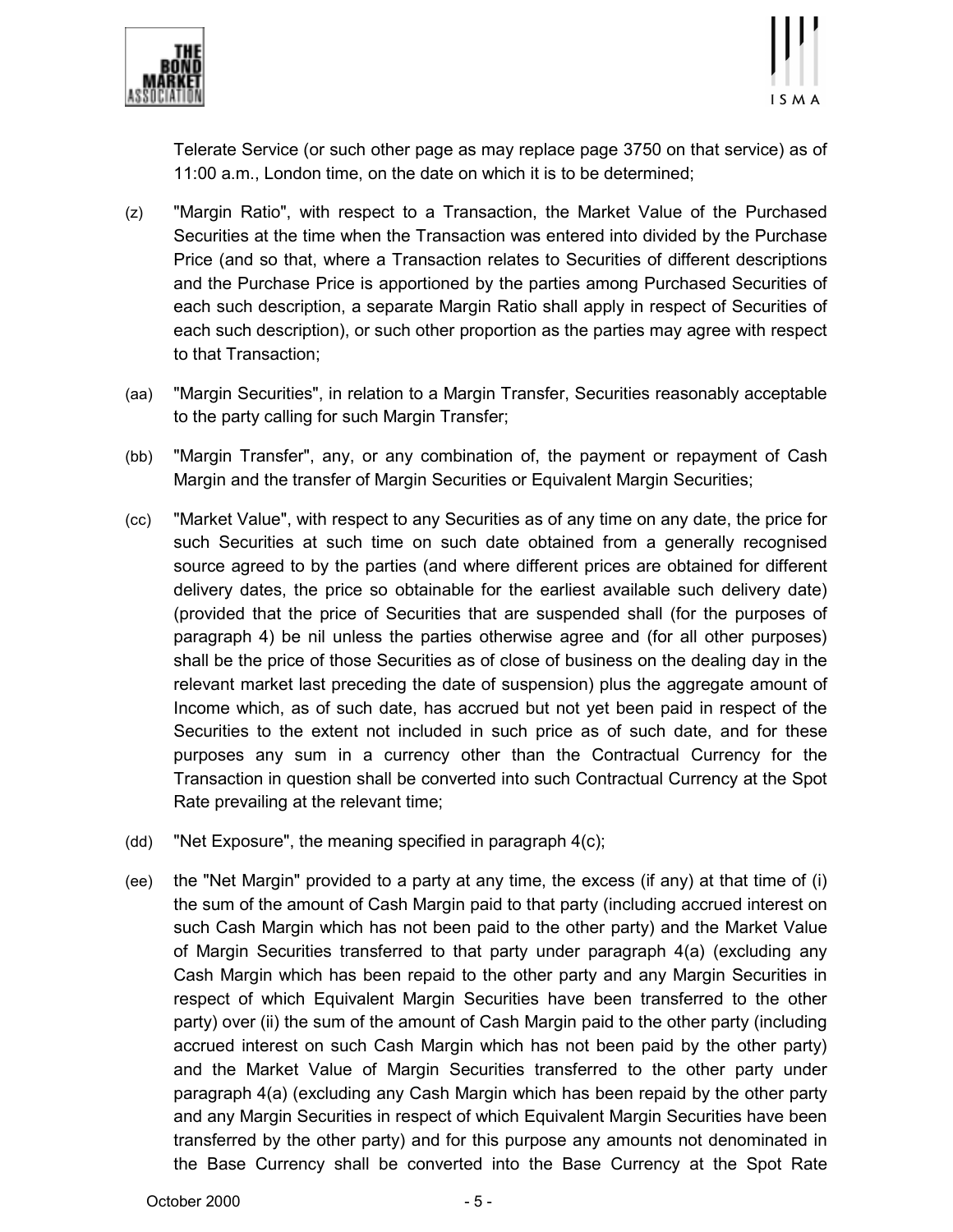Telerate Service (or such other page as may replace page 3750 on that service) as of 11:00 a.m., London time, on the date on which it is to be determined;

(z) "Margin Ratio", with respect to a Transaction, the Market Value of the Purchased Securities at the time when the Transaction was entered into divided by the Purchase Price (and so that, where a Transaction relates to Securities of different descriptions and the Purchase Price is apportioned by the parties among Purchased Securities of each such description, a separate Margin Ratio shall apply in respect of Securities of each such description), or such other proportion as the parties may agree with respect to that Transaction;

(aa) "Margin Securities", in relation to a Margin Transfer, Securities reasonably acceptable to the party calling for such Margin Transfer;

(bb) "Margin Transfer", any, or any combination of, the payment or repayment of Cash Margin and the transfer of Margin Securities or Equivalent Margin Securities;

(cc) "Market Value", with respect to any Securities as of any time on any date, the price for such Securities at such time on such date obtained from a generally recognised source agreed to by the parties (and where different prices are obtained for different delivery dates, the price so obtainable for the earliest available such delivery date) (provided that the price of Securities that are suspended shall (for the purposes of paragraph 4) be nil unless the parties otherwise agree and (for all other purposes) shall be the price of those Securities as of close of business on the dealing day in the relevant market last preceding the date of suspension) plus the aggregate amount of Income which, as of such date, has accrued but not yet been paid in respect of the Securities to the extent not included in such price as of such date, and for these purposes any sum in a currency other than the Contractual Currency for the Transaction in question shall be converted into such Contractual Currency at the Spot Rate prevailing at the relevant time;

(dd) "Net Exposure", the meaning specified in paragraph 4(c);

(ee) the "Net Margin" provided to a party at any time, the excess (if any) at that time of (i) the sum of the amount of Cash Margin paid to that party (including accrued interest on such Cash Margin which has not been paid to the other party) and the Market Value of Margin Securities transferred to that party under paragraph 4(a) (excluding any Cash Margin which has been repaid to the other party and any Margin Securities in respect of which Equivalent Margin Securities have been transferred to the other party) over (ii) the sum of the amount of Cash Margin paid to the other party (including accrued interest on such Cash Margin which has not been paid by the other party) and the Market Value of Margin Securities transferred to the other party under paragraph 4(a) (excluding any Cash Margin which has been repaid by the other party and any Margin Securities in respect of which Equivalent Margin Securities have been transferred by the other party) and for this purpose any amounts not denominated in the Base Currency shall be converted into the Base Currency at the Spot Rate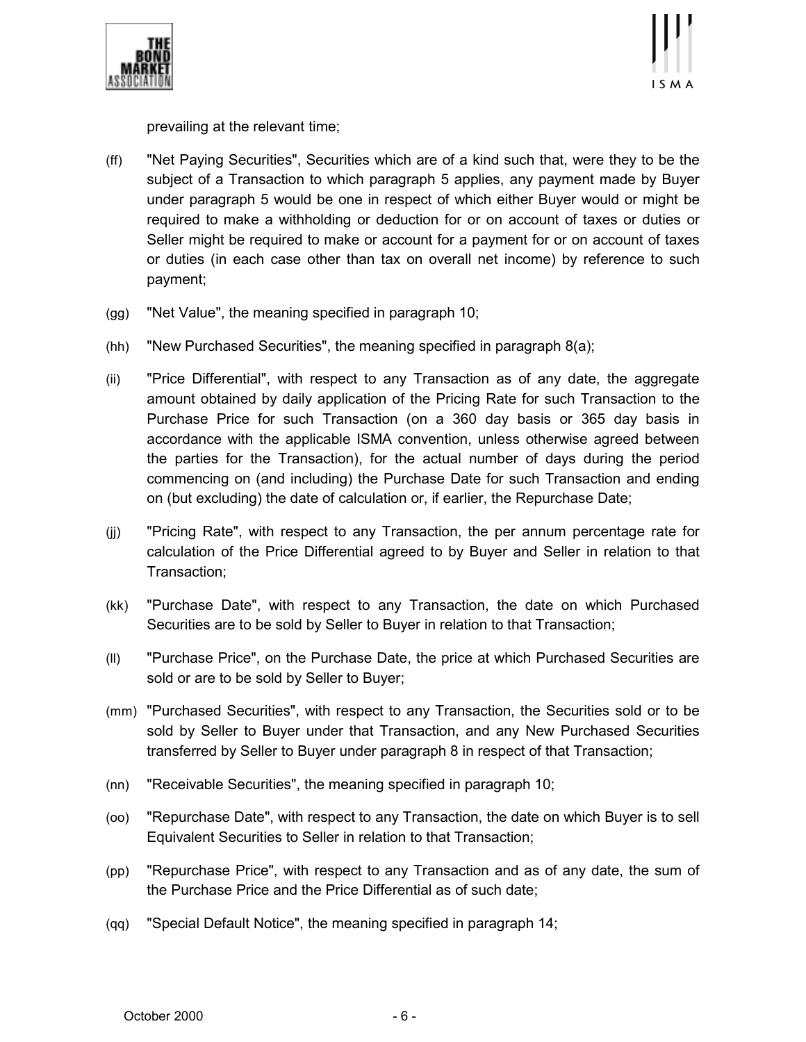prevailing at the relevant time;

(ff) "Net Paying Securities", Securities which are of a kind such that, were they to be the subject of a Transaction to which paragraph 5 applies, any payment made by Buyer under paragraph 5 would be one in respect of which either Buyer would or might be required to make a withholding or deduction for or on account of taxes or duties or Seller might be required to make or account for a payment for or on account of taxes or duties (in each case other than tax on overall net income) by reference to such payment;

(gg) "Net Value", the meaning specified in paragraph 10;

(hh) "New Purchased Securities", the meaning specified in paragraph 8(a);

(ii) "Price Differential", with respect to any Transaction as of any date, the aggregate amount obtained by daily application of the Pricing Rate for such Transaction to the Purchase Price for such Transaction (on a 360 day basis or 365 day basis in accordance with the applicable ISMA convention, unless otherwise agreed between the parties for the Transaction), for the actual number of days during the period commencing on (and including) the Purchase Date for such Transaction and ending on (but excluding) the date of calculation or, if earlier, the Repurchase Date;

(jj) "Pricing Rate", with respect to any Transaction, the per annum percentage rate for calculation of the Price Differential agreed to by Buyer and Seller in relation to that Transaction;

(kk) "Purchase Date", with respect to any Transaction, the date on which Purchased Securities are to be sold by Seller to Buyer in relation to that Transaction;

(ll) "Purchase Price", on the Purchase Date, the price at which Purchased Securities are sold or are to be sold by Seller to Buyer;

(mm) "Purchased Securities", with respect to any Transaction, the Securities sold or to be sold by Seller to Buyer under that Transaction, and any New Purchased Securities transferred by Seller to Buyer under paragraph 8 in respect of that Transaction;

(nn) "Receivable Securities", the meaning specified in paragraph 10;

(oo) "Repurchase Date", with respect to any Transaction, the date on which Buyer is to sell Equivalent Securities to Seller in relation to that Transaction;

(pp) "Repurchase Price", with respect to any Transaction and as of any date, the sum of the Purchase Price and the Price Differential as of such date;

(qq) "Special Default Notice", the meaning specified in paragraph 14;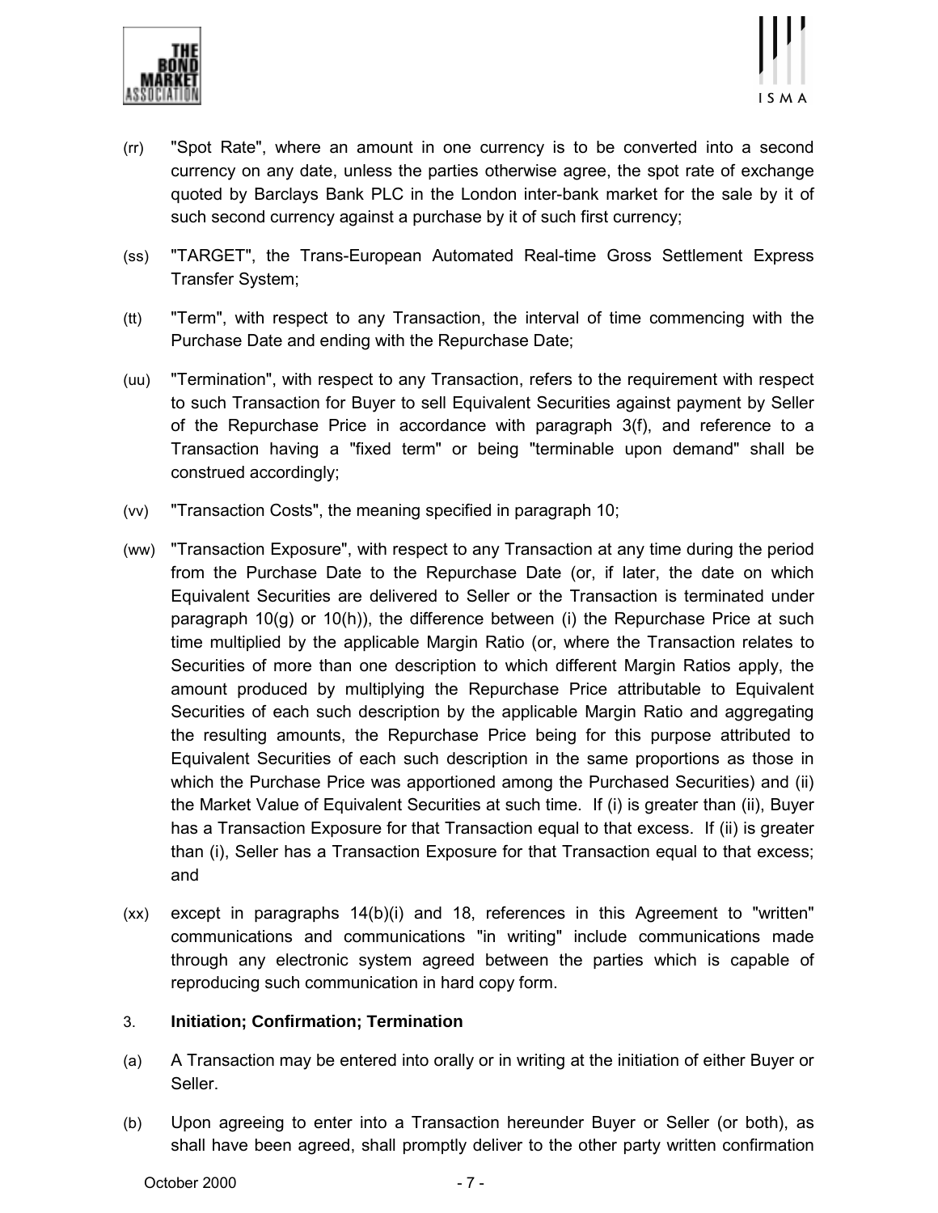(rr) "Spot Rate", where an amount in one currency is to be converted into a second currency on any date, unless the parties otherwise agree, the spot rate of exchange quoted by Barclays Bank PLC in the London inter-bank market for the sale by it of such second currency against a purchase by it of such first currency;

(ss) "TARGET", the Trans-European Automated Real-time Gross Settlement Express Transfer System;

(tt) "Term", with respect to any Transaction, the interval of time commencing with the Purchase Date and ending with the Repurchase Date;

(uu) "Termination", with respect to any Transaction, refers to the requirement with respect to such Transaction for Buyer to sell Equivalent Securities against payment by Seller of the Repurchase Price in accordance with paragraph 3(f), and reference to a Transaction having a "fixed term" or being "terminable upon demand" shall be construed accordingly;

(vv) "Transaction Costs", the meaning specified in paragraph 10;

(ww) "Transaction Exposure", with respect to any Transaction at any time during the period from the Purchase Date to the Repurchase Date (or, if later, the date on which Equivalent Securities are delivered to Seller or the Transaction is terminated under paragraph 10(g) or 10(h)), the difference between (i) the Repurchase Price at such time multiplied by the applicable Margin Ratio (or, where the Transaction relates to Securities of more than one description to which different Margin Ratios apply, the amount produced by multiplying the Repurchase Price attributable to Equivalent Securities of each such description by the applicable Margin Ratio and aggregating the resulting amounts, the Repurchase Price being for this purpose attributed to Equivalent Securities of each such description in the same proportions as those in which the Purchase Price was apportioned among the Purchased Securities) and (ii) the Market Value of Equivalent Securities at such time. If (i) is greater than (ii), Buyer has a Transaction Exposure for that Transaction equal to that excess. If (ii) is greater than (i), Seller has a Transaction Exposure for that Transaction equal to that excess; and

(xx) except in paragraphs 14(b)(i) and 18, references in this Agreement to "written" communications and communications "in writing" include communications made through any electronic system agreed between the parties which is capable of reproducing such communication in hard copy form.

## 3. Initiation; Confirmation; Termination

(a) A Transaction may be entered into orally or in writing at the initiation of either Buyer or Seller.

(b) Upon agreeing to enter into a Transaction hereunder Buyer or Seller (or both), as shall have been agreed, shall promptly deliver to the other party written confirmation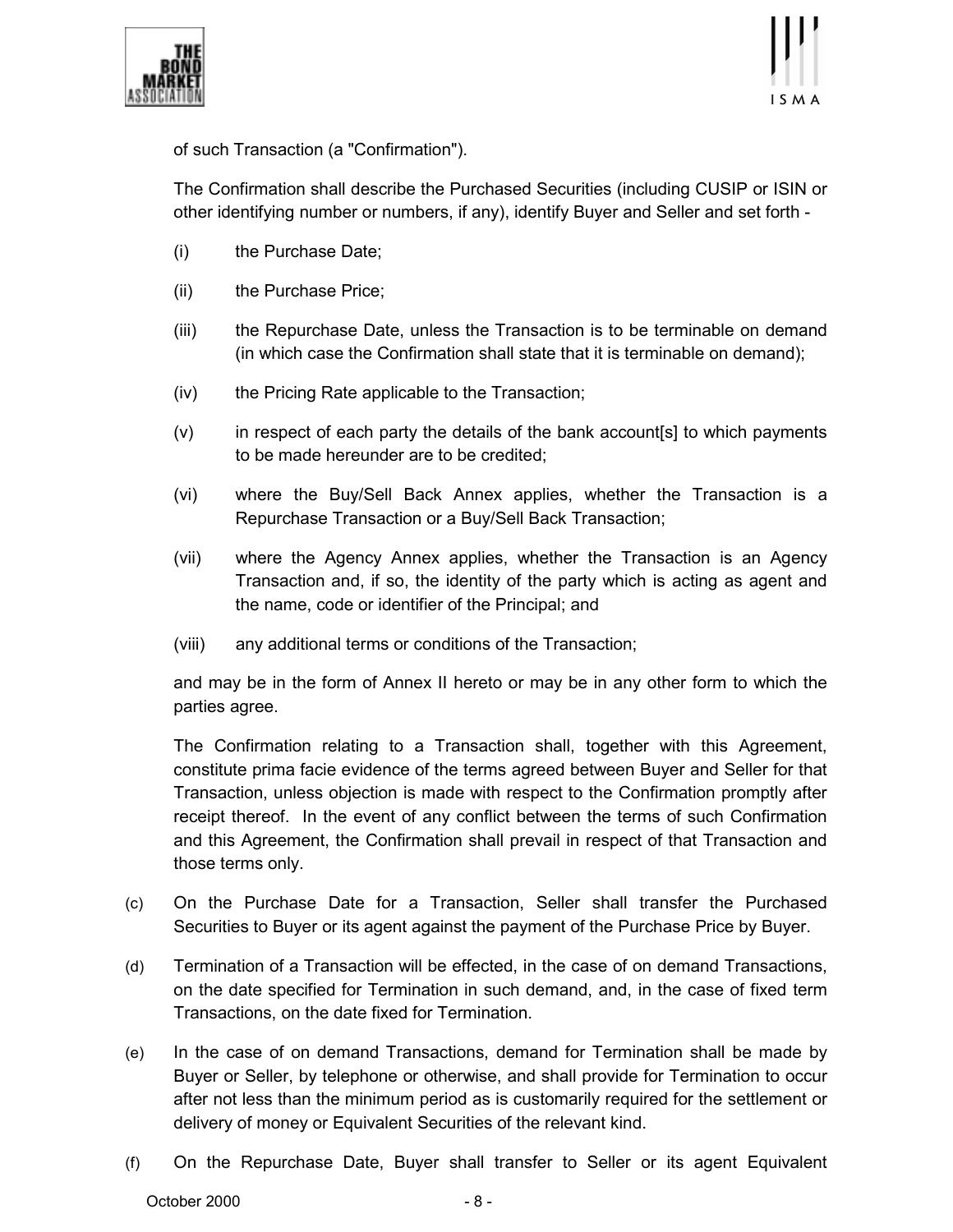of such Transaction (a "Confirmation").

The Confirmation shall describe the Purchased Securities (including CUSIP or ISIN or other identifying number or numbers, if any), identify Buyer and Seller and set forth -

(i) the Purchase Date;

(ii) the Purchase Price;

(iii) the Repurchase Date, unless the Transaction is to be terminable on demand (in which case the Confirmation shall state that it is terminable on demand);

(iv) the Pricing Rate applicable to the Transaction;

(v) in respect of each party the details of the bank account[s] to which payments to be made hereunder are to be credited;

(vi) where the Buy/Sell Back Annex applies, whether the Transaction is a Repurchase Transaction or a Buy/Sell Back Transaction;

(vii) where the Agency Annex applies, whether the Transaction is an Agency Transaction and, if so, the identity of the party which is acting as agent and the name, code or identifier of the Principal; and

(viii) any additional terms or conditions of the Transaction;

and may be in the form of Annex II hereto or may be in any other form to which the parties agree.

The Confirmation relating to a Transaction shall, together with this Agreement, constitute prima facie evidence of the terms agreed between Buyer and Seller for that Transaction, unless objection is made with respect to the Confirmation promptly after receipt thereof. In the event of any conflict between the terms of such Confirmation and this Agreement, the Confirmation shall prevail in respect of that Transaction and those terms only.

(c) On the Purchase Date for a Transaction, Seller shall transfer the Purchased Securities to Buyer or its agent against the payment of the Purchase Price by Buyer.

(d) Termination of a Transaction will be effected, in the case of on demand Transactions, on the date specified for Termination in such demand, and, in the case of fixed term Transactions, on the date fixed for Termination.

(e) In the case of on demand Transactions, demand for Termination shall be made by Buyer or Seller, by telephone or otherwise, and shall provide for Termination to occur after not less than the minimum period as is customarily required for the settlement or delivery of money or Equivalent Securities of the relevant kind.

(f) On the Repurchase Date, Buyer shall transfer to Seller or its agent Equivalent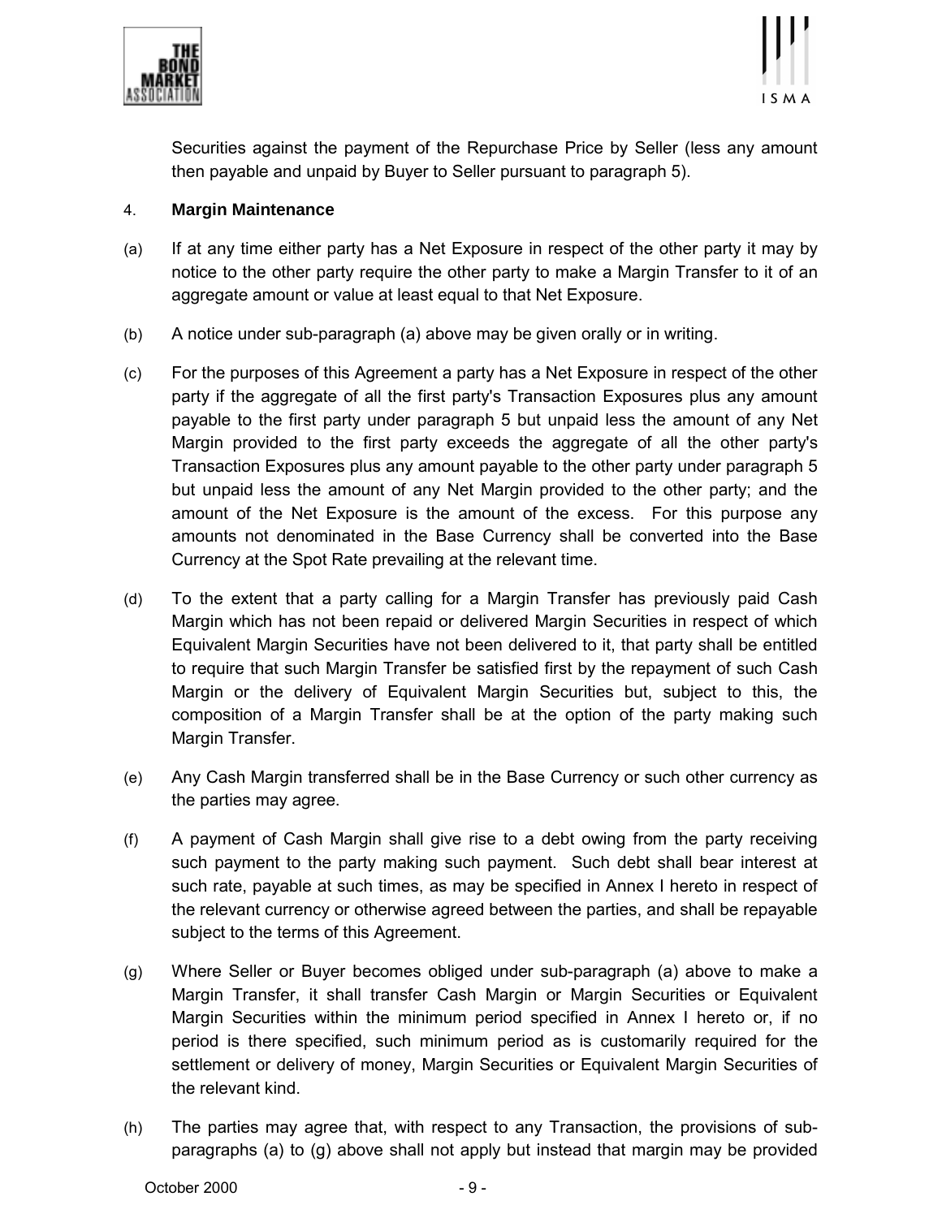Securities against the payment of the Repurchase Price by Seller (less any amount then payable and unpaid by Buyer to Seller pursuant to paragraph 5).

4. **Margin Maintenance**

(a) If at any time either party has a Net Exposure in respect of the other party it may by notice to the other party require the other party to make a Margin Transfer to it of an aggregate amount or value at least equal to that Net Exposure.

(b) A notice under sub-paragraph (a) above may be given orally or in writing.

(c) For the purposes of this Agreement a party has a Net Exposure in respect of the other party if the aggregate of all the first party's Transaction Exposures plus any amount payable to the first party under paragraph 5 but unpaid less the amount of any Net Margin provided to the first party exceeds the aggregate of all the other party's Transaction Exposures plus any amount payable to the other party under paragraph 5 but unpaid less the amount of any Net Margin provided to the other party; and the amount of the Net Exposure is the amount of the excess. For this purpose any amounts not denominated in the Base Currency shall be converted into the Base Currency at the Spot Rate prevailing at the relevant time.

(d) To the extent that a party calling for a Margin Transfer has previously paid Cash Margin which has not been repaid or delivered Margin Securities in respect of which Equivalent Margin Securities have not been delivered to it, that party shall be entitled to require that such Margin Transfer be satisfied first by the repayment of such Cash Margin or the delivery of Equivalent Margin Securities but, subject to this, the composition of a Margin Transfer shall be at the option of the party making such Margin Transfer.

(e) Any Cash Margin transferred shall be in the Base Currency or such other currency as the parties may agree.

(f) A payment of Cash Margin shall give rise to a debt owing from the party receiving such payment to the party making such payment. Such debt shall bear interest at such rate, payable at such times, as may be specified in Annex I hereto in respect of the relevant currency or otherwise agreed between the parties, and shall be repayable subject to the terms of this Agreement.

(g) Where Seller or Buyer becomes obliged under sub-paragraph (a) above to make a Margin Transfer, it shall transfer Cash Margin or Margin Securities or Equivalent Margin Securities within the minimum period specified in Annex I hereto or, if no period is there specified, such minimum period as is customarily required for the settlement or delivery of money, Margin Securities or Equivalent Margin Securities of the relevant kind.

(h) The parties may agree that, with respect to any Transaction, the provisions of sub-paragraphs (a) to (g) above shall not apply but instead that margin may be provided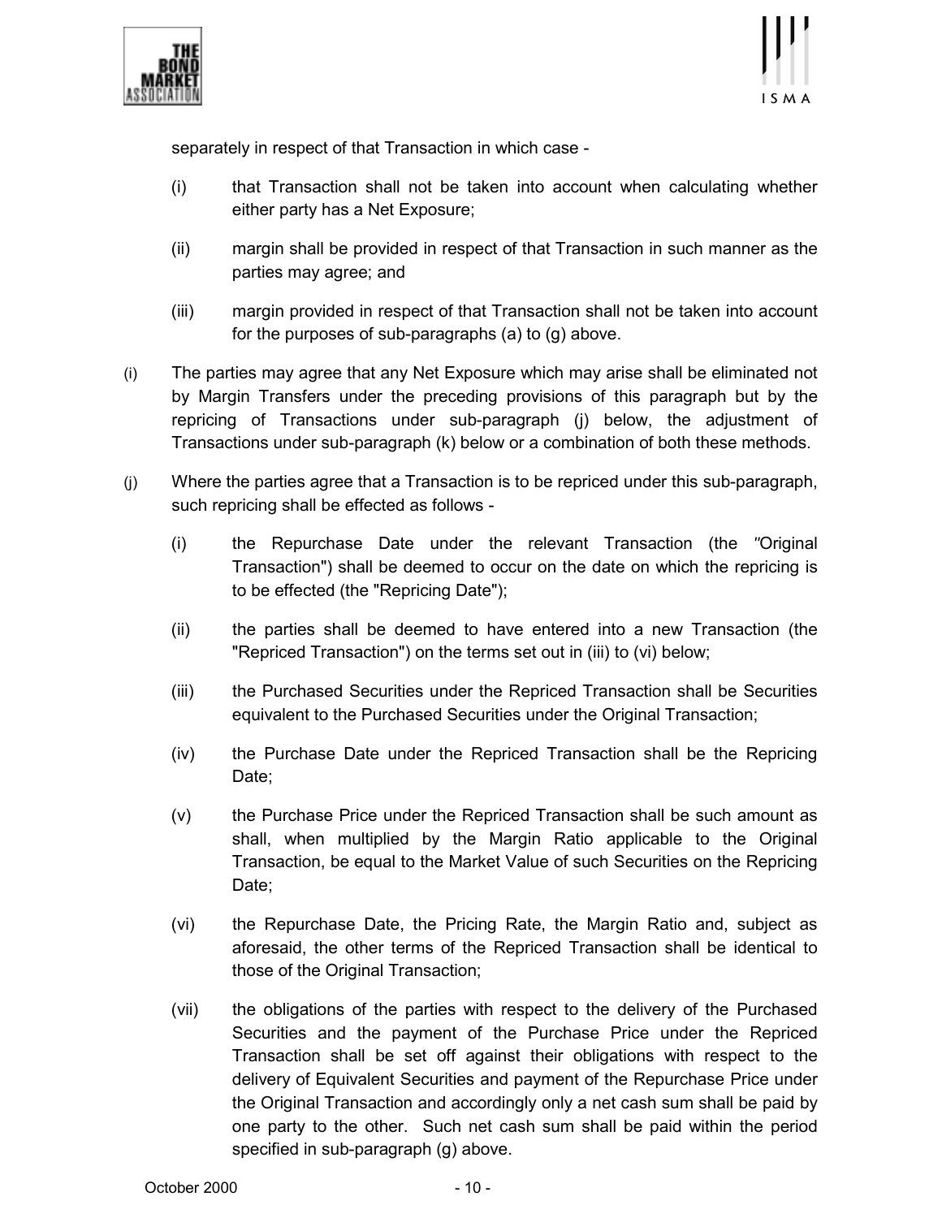separately in respect of that Transaction in which case -

(i) that Transaction shall not be taken into account when calculating whether either party has a Net Exposure;

(ii) margin shall be provided in respect of that Transaction in such manner as the parties may agree; and

(iii) margin provided in respect of that Transaction shall not be taken into account for the purposes of sub-paragraphs (a) to (g) above.

(i) The parties may agree that any Net Exposure which may arise shall be eliminated not by Margin Transfers under the preceding provisions of this paragraph but by the repricing of Transactions under sub-paragraph (j) below, the adjustment of Transactions under sub-paragraph (k) below or a combination of both these methods.

(j) Where the parties agree that a Transaction is to be repriced under this sub-paragraph, such repricing shall be effected as follows -

(i) the Repurchase Date under the relevant Transaction (the "Original Transaction") shall be deemed to occur on the date on which the repricing is to be effected (the "Repricing Date");

(ii) the parties shall be deemed to have entered into a new Transaction (the "Repriced Transaction") on the terms set out in (iii) to (vi) below;

(iii) the Purchased Securities under the Repriced Transaction shall be Securities equivalent to the Purchased Securities under the Original Transaction;

(iv) the Purchase Date under the Repriced Transaction shall be the Repricing Date;

(v) the Purchase Price under the Repriced Transaction shall be such amount as shall, when multiplied by the Margin Ratio applicable to the Original Transaction, be equal to the Market Value of such Securities on the Repricing Date;

(vi) the Repurchase Date, the Pricing Rate, the Margin Ratio and, subject as aforesaid, the other terms of the Repriced Transaction shall be identical to those of the Original Transaction;

(vii) the obligations of the parties with respect to the delivery of the Purchased Securities and the payment of the Purchase Price under the Repriced Transaction shall be set off against their obligations with respect to the delivery of Equivalent Securities and payment of the Repurchase Price under the Original Transaction and accordingly only a net cash sum shall be paid by one party to the other. Such net cash sum shall be paid within the period specified in sub-paragraph (g) above.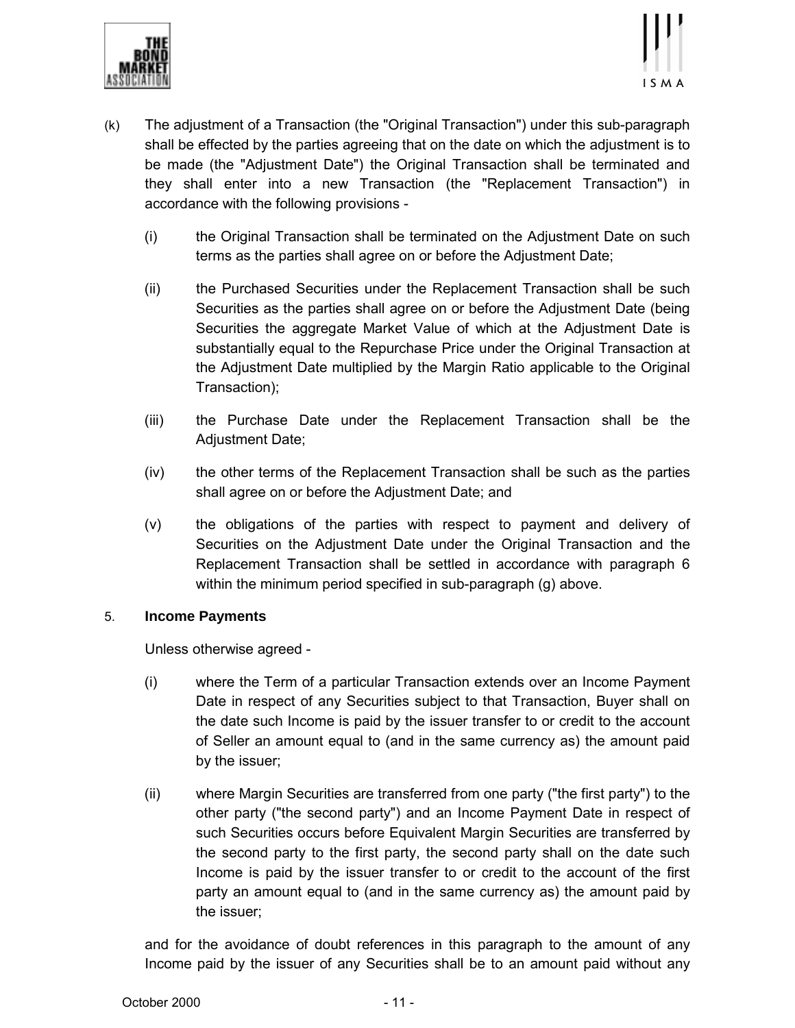(k) The adjustment of a Transaction (the "Original Transaction") under this sub-paragraph shall be effected by the parties agreeing that on the date on which the adjustment is to be made (the "Adjustment Date") the Original Transaction shall be terminated and they shall enter into a new Transaction (the "Replacement Transaction") in accordance with the following provisions -

   (i) the Original Transaction shall be terminated on the Adjustment Date on such terms as the parties shall agree on or before the Adjustment Date;

   (ii) the Purchased Securities under the Replacement Transaction shall be such Securities as the parties shall agree on or before the Adjustment Date (being Securities the aggregate Market Value of which at the Adjustment Date is substantially equal to the Repurchase Price under the Original Transaction at the Adjustment Date multiplied by the Margin Ratio applicable to the Original Transaction);

   (iii) the Purchase Date under the Replacement Transaction shall be the Adjustment Date;

   (iv) the other terms of the Replacement Transaction shall be such as the parties shall agree on or before the Adjustment Date; and

   (v) the obligations of the parties with respect to payment and delivery of Securities on the Adjustment Date under the Original Transaction and the Replacement Transaction shall be settled in accordance with paragraph 6 within the minimum period specified in sub-paragraph (g) above.

5. **Income Payments**

Unless otherwise agreed -

   (i) where the Term of a particular Transaction extends over an Income Payment Date in respect of any Securities subject to that Transaction, Buyer shall on the date such Income is paid by the issuer transfer to or credit to the account of Seller an amount equal to (and in the same currency as) the amount paid by the issuer;

   (ii) where Margin Securities are transferred from one party ("the first party") to the other party ("the second party") and an Income Payment Date in respect of such Securities occurs before Equivalent Margin Securities are transferred by the second party to the first party, the second party shall on the date such Income is paid by the issuer transfer to or credit to the account of the first party an amount equal to (and in the same currency as) the amount paid by the issuer;

and for the avoidance of doubt references in this paragraph to the amount of any Income paid by the issuer of any Securities shall be to an amount paid without any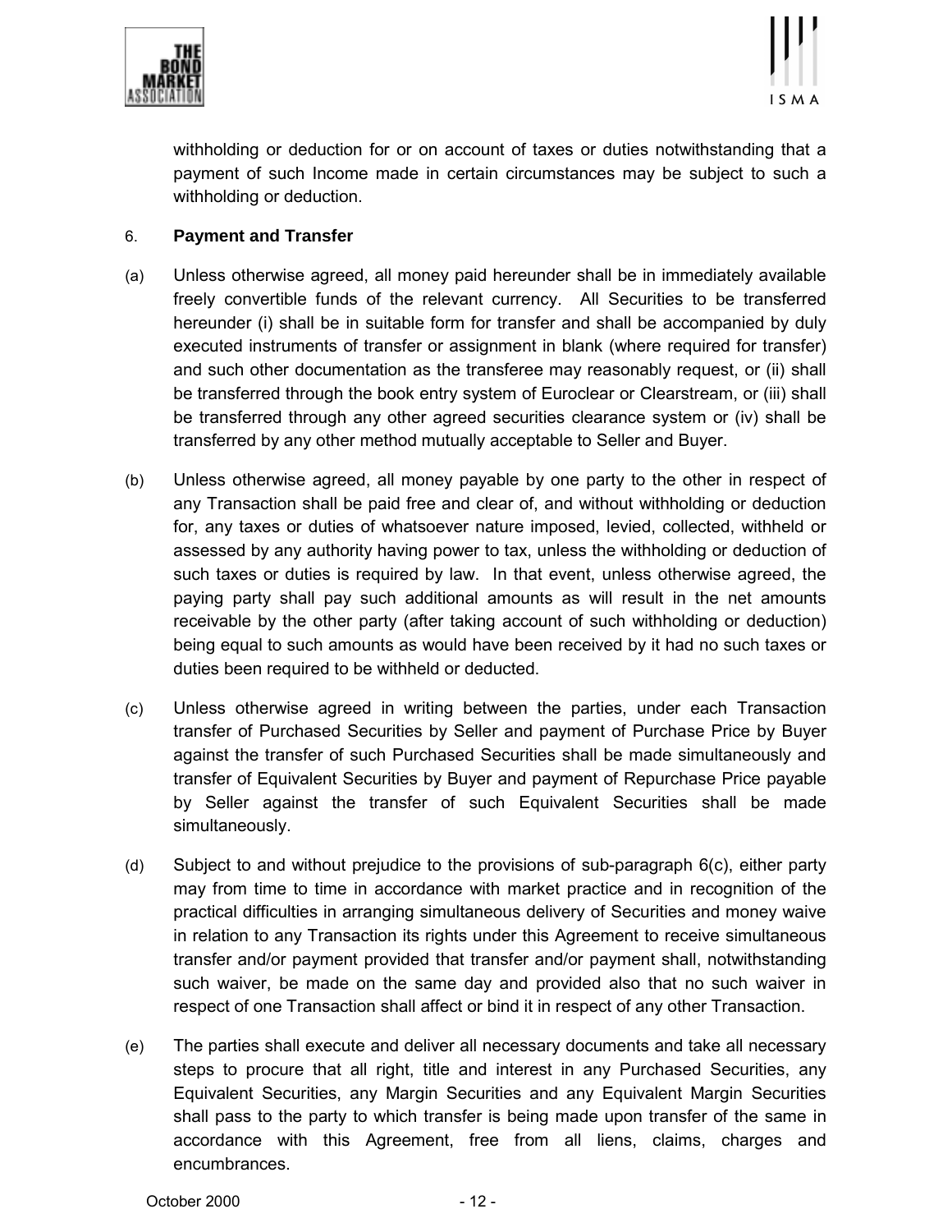withholding or deduction for or on account of taxes or duties notwithstanding that a payment of such Income made in certain circumstances may be subject to such a withholding or deduction.

6. **Payment and Transfer**

(a) Unless otherwise agreed, all money paid hereunder shall be in immediately available freely convertible funds of the relevant currency. All Securities to be transferred hereunder (i) shall be in suitable form for transfer and shall be accompanied by duly executed instruments of transfer or assignment in blank (where required for transfer) and such other documentation as the transferee may reasonably request, or (ii) shall be transferred through the book entry system of Euroclear or Clearstream, or (iii) shall be transferred through any other agreed securities clearance system or (iv) shall be transferred by any other method mutually acceptable to Seller and Buyer.

(b) Unless otherwise agreed, all money payable by one party to the other in respect of any Transaction shall be paid free and clear of, and without withholding or deduction for, any taxes or duties of whatsoever nature imposed, levied, collected, withheld or assessed by any authority having power to tax, unless the withholding or deduction of such taxes or duties is required by law. In that event, unless otherwise agreed, the paying party shall pay such additional amounts as will result in the net amounts receivable by the other party (after taking account of such withholding or deduction) being equal to such amounts as would have been received by it had no such taxes or duties been required to be withheld or deducted.

(c) Unless otherwise agreed in writing between the parties, under each Transaction transfer of Purchased Securities by Seller and payment of Purchase Price by Buyer against the transfer of such Purchased Securities shall be made simultaneously and transfer of Equivalent Securities by Buyer and payment of Repurchase Price payable by Seller against the transfer of such Equivalent Securities shall be made simultaneously.

(d) Subject to and without prejudice to the provisions of sub-paragraph 6(c), either party may from time to time in accordance with market practice and in recognition of the practical difficulties in arranging simultaneous delivery of Securities and money waive in relation to any Transaction its rights under this Agreement to receive simultaneous transfer and/or payment provided that transfer and/or payment shall, notwithstanding such waiver, be made on the same day and provided also that no such waiver in respect of one Transaction shall affect or bind it in respect of any other Transaction.

(e) The parties shall execute and deliver all necessary documents and take all necessary steps to procure that all right, title and interest in any Purchased Securities, any Equivalent Securities, any Margin Securities and any Equivalent Margin Securities shall pass to the party to which transfer is being made upon transfer of the same in accordance with this Agreement, free from all liens, claims, charges and encumbrances.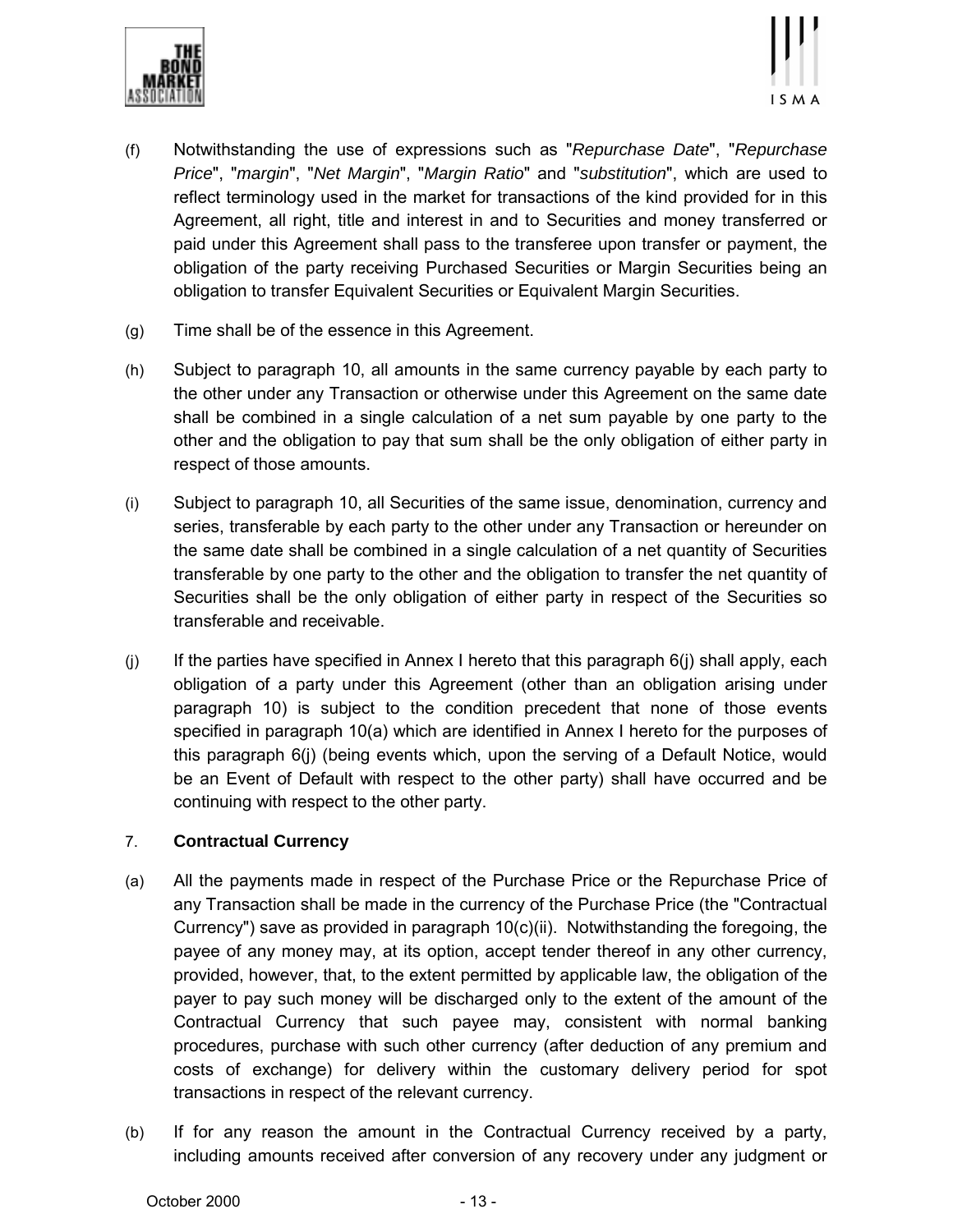(f) Notwithstanding the use of expressions such as "*Repurchase Date*", "*Repurchase Price*", "*margin*", "*Net Margin*", "*Margin Ratio*" and "*substitution*", which are used to reflect terminology used in the market for transactions of the kind provided for in this Agreement, all right, title and interest in and to Securities and money transferred or paid under this Agreement shall pass to the transferee upon transfer or payment, the obligation of the party receiving Purchased Securities or Margin Securities being an obligation to transfer Equivalent Securities or Equivalent Margin Securities.

(g) Time shall be of the essence in this Agreement.

(h) Subject to paragraph 10, all amounts in the same currency payable by each party to the other under any Transaction or otherwise under this Agreement on the same date shall be combined in a single calculation of a net sum payable by one party to the other and the obligation to pay that sum shall be the only obligation of either party in respect of those amounts.

(i) Subject to paragraph 10, all Securities of the same issue, denomination, currency and series, transferable by each party to the other under any Transaction or hereunder on the same date shall be combined in a single calculation of a net quantity of Securities transferable by one party to the other and the obligation to transfer the net quantity of Securities shall be the only obligation of either party in respect of the Securities so transferable and receivable.

(j) If the parties have specified in Annex I hereto that this paragraph 6(j) shall apply, each obligation of a party under this Agreement (other than an obligation arising under paragraph 10) is subject to the condition precedent that none of those events specified in paragraph 10(a) which are identified in Annex I hereto for the purposes of this paragraph 6(j) (being events which, upon the serving of a Default Notice, would be an Event of Default with respect to the other party) shall have occurred and be continuing with respect to the other party.

7. **Contractual Currency**

(a) All the payments made in respect of the Purchase Price or the Repurchase Price of any Transaction shall be made in the currency of the Purchase Price (the "Contractual Currency") save as provided in paragraph 10(c)(ii). Notwithstanding the foregoing, the payee of any money may, at its option, accept tender thereof in any other currency, provided, however, that, to the extent permitted by applicable law, the obligation of the payer to pay such money will be discharged only to the extent of the amount of the Contractual Currency that such payee may, consistent with normal banking procedures, purchase with such other currency (after deduction of any premium and costs of exchange) for delivery within the customary delivery period for spot transactions in respect of the relevant currency.

(b) If for any reason the amount in the Contractual Currency received by a party, including amounts received after conversion of any recovery under any judgment or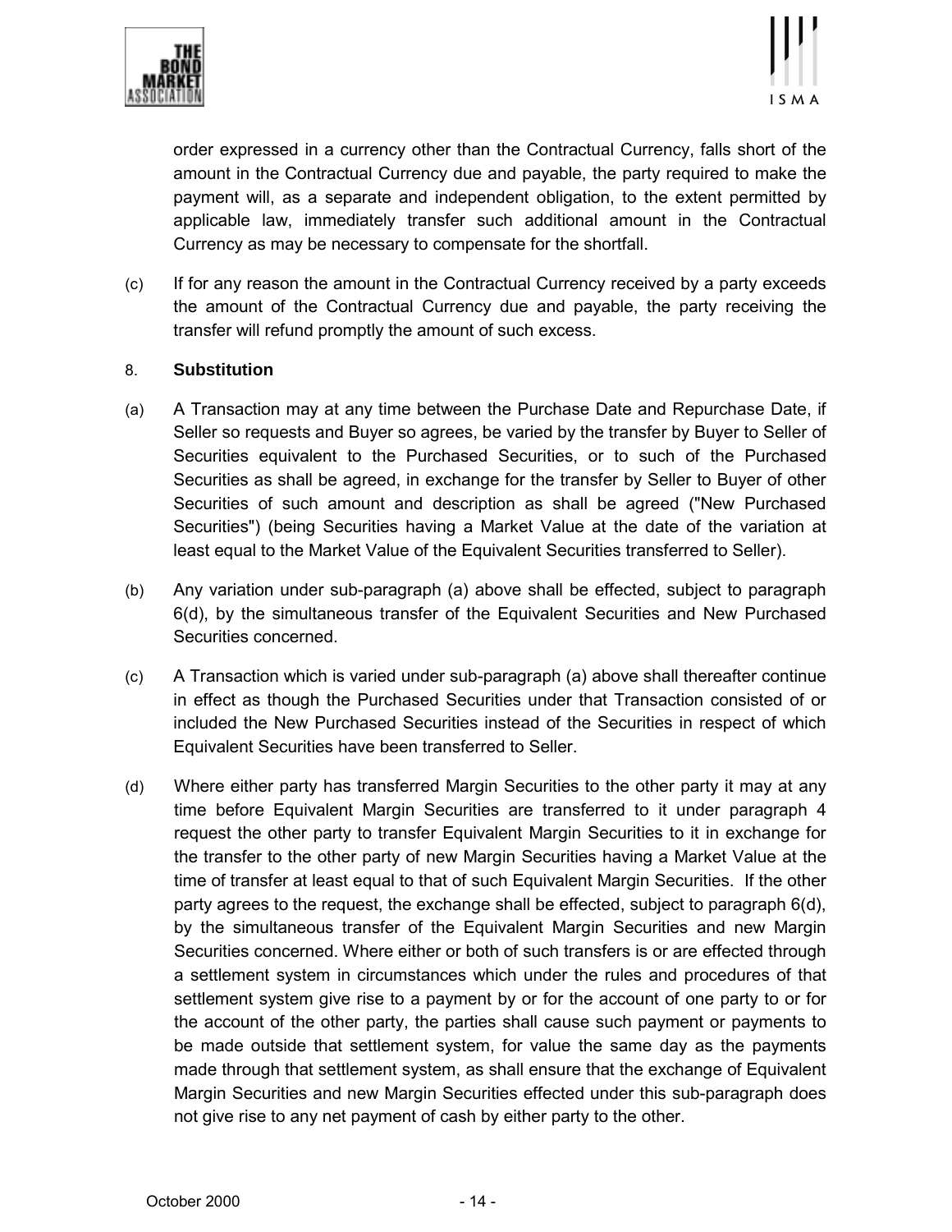order expressed in a currency other than the Contractual Currency, falls short of the amount in the Contractual Currency due and payable, the party required to make the payment will, as a separate and independent obligation, to the extent permitted by applicable law, immediately transfer such additional amount in the Contractual Currency as may be necessary to compensate for the shortfall.

(c) If for any reason the amount in the Contractual Currency received by a party exceeds the amount of the Contractual Currency due and payable, the party receiving the transfer will refund promptly the amount of such excess.

8. **Substitution**

(a) A Transaction may at any time between the Purchase Date and Repurchase Date, if Seller so requests and Buyer so agrees, be varied by the transfer by Buyer to Seller of Securities equivalent to the Purchased Securities, or to such of the Purchased Securities as shall be agreed, in exchange for the transfer by Seller to Buyer of other Securities of such amount and description as shall be agreed ("New Purchased Securities") (being Securities having a Market Value at the date of the variation at least equal to the Market Value of the Equivalent Securities transferred to Seller).

(b) Any variation under sub-paragraph (a) above shall be effected, subject to paragraph 6(d), by the simultaneous transfer of the Equivalent Securities and New Purchased Securities concerned.

(c) A Transaction which is varied under sub-paragraph (a) above shall thereafter continue in effect as though the Purchased Securities under that Transaction consisted of or included the New Purchased Securities instead of the Securities in respect of which Equivalent Securities have been transferred to Seller.

(d) Where either party has transferred Margin Securities to the other party it may at any time before Equivalent Margin Securities are transferred to it under paragraph 4 request the other party to transfer Equivalent Margin Securities to it in exchange for the transfer to the other party of new Margin Securities having a Market Value at the time of transfer at least equal to that of such Equivalent Margin Securities. If the other party agrees to the request, the exchange shall be effected, subject to paragraph 6(d), by the simultaneous transfer of the Equivalent Margin Securities and new Margin Securities concerned. Where either or both of such transfers is or are effected through a settlement system in circumstances which under the rules and procedures of that settlement system give rise to a payment by or for the account of one party to or for the account of the other party, the parties shall cause such payment or payments to be made outside that settlement system, for value the same day as the payments made through that settlement system, as shall ensure that the exchange of Equivalent Margin Securities and new Margin Securities effected under this sub-paragraph does not give rise to any net payment of cash by either party to the other.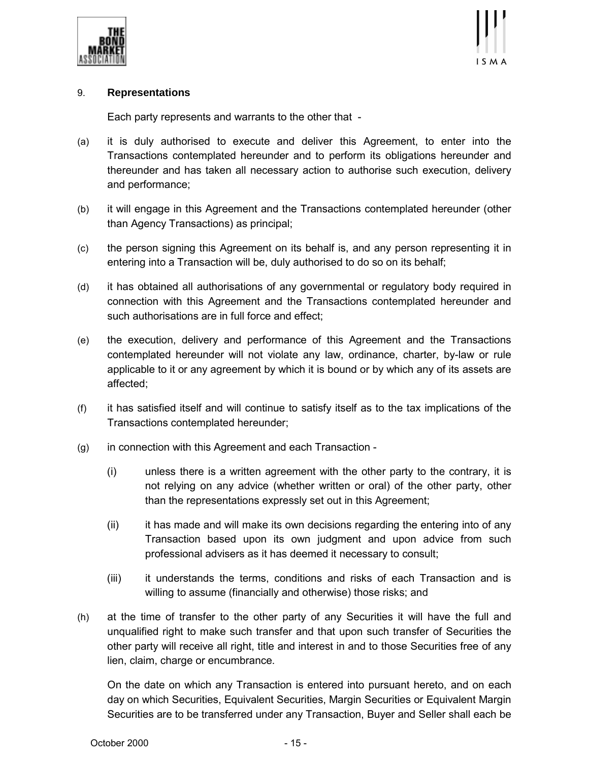9. **Representations**

Each party represents and warrants to the other that -

(a) it is duly authorised to execute and deliver this Agreement, to enter into the Transactions contemplated hereunder and to perform its obligations hereunder and thereunder and has taken all necessary action to authorise such execution, delivery and performance;

(b) it will engage in this Agreement and the Transactions contemplated hereunder (other than Agency Transactions) as principal;

(c) the person signing this Agreement on its behalf is, and any person representing it in entering into a Transaction will be, duly authorised to do so on its behalf;

(d) it has obtained all authorisations of any governmental or regulatory body required in connection with this Agreement and the Transactions contemplated hereunder and such authorisations are in full force and effect;

(e) the execution, delivery and performance of this Agreement and the Transactions contemplated hereunder will not violate any law, ordinance, charter, by-law or rule applicable to it or any agreement by which it is bound or by which any of its assets are affected;

(f) it has satisfied itself and will continue to satisfy itself as to the tax implications of the Transactions contemplated hereunder;

(g) in connection with this Agreement and each Transaction -

  (i) unless there is a written agreement with the other party to the contrary, it is not relying on any advice (whether written or oral) of the other party, other than the representations expressly set out in this Agreement;

  (ii) it has made and will make its own decisions regarding the entering into of any Transaction based upon its own judgment and upon advice from such professional advisers as it has deemed it necessary to consult;

  (iii) it understands the terms, conditions and risks of each Transaction and is willing to assume (financially and otherwise) those risks; and

(h) at the time of transfer to the other party of any Securities it will have the full and unqualified right to make such transfer and that upon such transfer of Securities the other party will receive all right, title and interest in and to those Securities free of any lien, claim, charge or encumbrance.

On the date on which any Transaction is entered into pursuant hereto, and on each day on which Securities, Equivalent Securities, Margin Securities or Equivalent Margin Securities are to be transferred under any Transaction, Buyer and Seller shall each be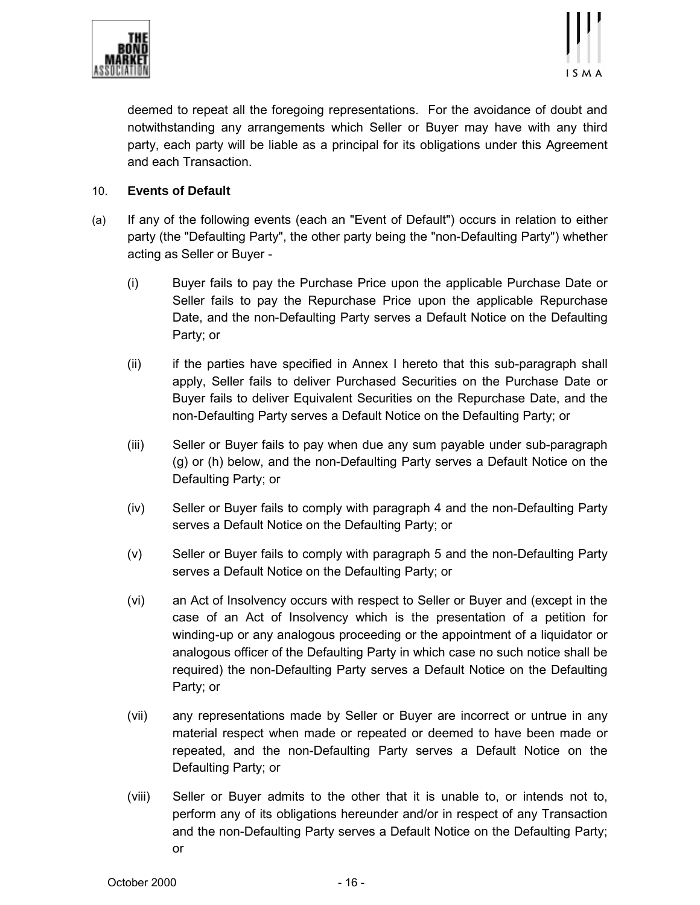deemed to repeat all the foregoing representations. For the avoidance of doubt and notwithstanding any arrangements which Seller or Buyer may have with any third party, each party will be liable as a principal for its obligations under this Agreement and each Transaction.

10. **Events of Default**

(a) If any of the following events (each an "Event of Default") occurs in relation to either party (the "Defaulting Party", the other party being the "non-Defaulting Party") whether acting as Seller or Buyer -

(i) Buyer fails to pay the Purchase Price upon the applicable Purchase Date or Seller fails to pay the Repurchase Price upon the applicable Repurchase Date, and the non-Defaulting Party serves a Default Notice on the Defaulting Party; or

(ii) if the parties have specified in Annex I hereto that this sub-paragraph shall apply, Seller fails to deliver Purchased Securities on the Purchase Date or Buyer fails to deliver Equivalent Securities on the Repurchase Date, and the non-Defaulting Party serves a Default Notice on the Defaulting Party; or

(iii) Seller or Buyer fails to pay when due any sum payable under sub-paragraph (g) or (h) below, and the non-Defaulting Party serves a Default Notice on the Defaulting Party; or

(iv) Seller or Buyer fails to comply with paragraph 4 and the non-Defaulting Party serves a Default Notice on the Defaulting Party; or

(v) Seller or Buyer fails to comply with paragraph 5 and the non-Defaulting Party serves a Default Notice on the Defaulting Party; or

(vi) an Act of Insolvency occurs with respect to Seller or Buyer and (except in the case of an Act of Insolvency which is the presentation of a petition for winding-up or any analogous proceeding or the appointment of a liquidator or analogous officer of the Defaulting Party in which case no such notice shall be required) the non-Defaulting Party serves a Default Notice on the Defaulting Party; or

(vii) any representations made by Seller or Buyer are incorrect or untrue in any material respect when made or repeated or deemed to have been made or repeated, and the non-Defaulting Party serves a Default Notice on the Defaulting Party; or

(viii) Seller or Buyer admits to the other that it is unable to, or intends not to, perform any of its obligations hereunder and/or in respect of any Transaction and the non-Defaulting Party serves a Default Notice on the Defaulting Party; or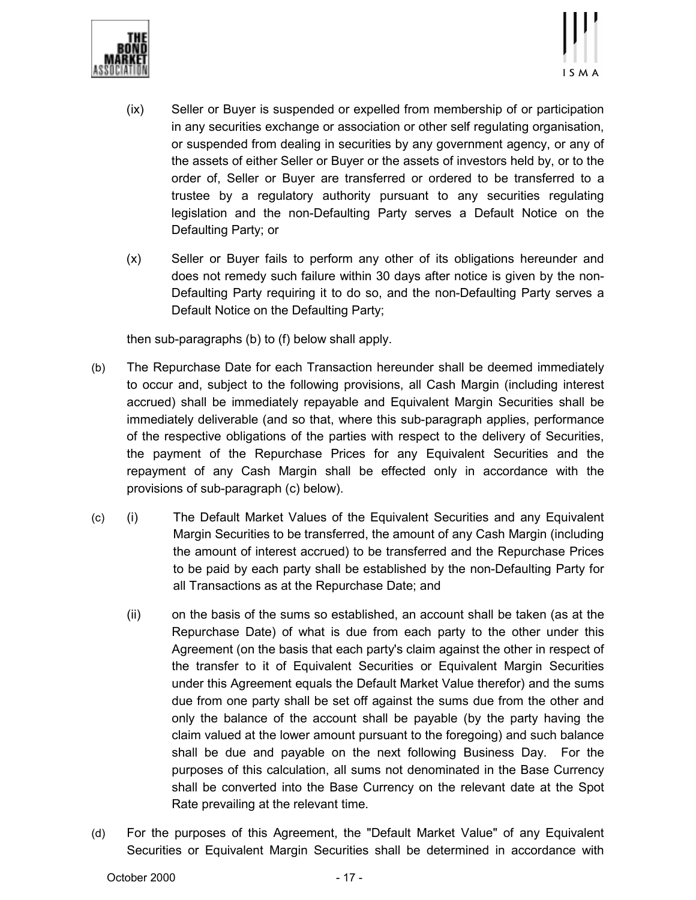(ix) Seller or Buyer is suspended or expelled from membership of or participation in any securities exchange or association or other self regulating organisation, or suspended from dealing in securities by any government agency, or any of the assets of either Seller or Buyer or the assets of investors held by, or to the order of, Seller or Buyer are transferred or ordered to be transferred to a trustee by a regulatory authority pursuant to any securities regulating legislation and the non-Defaulting Party serves a Default Notice on the Defaulting Party; or

(x) Seller or Buyer fails to perform any other of its obligations hereunder and does not remedy such failure within 30 days after notice is given by the non-Defaulting Party requiring it to do so, and the non-Defaulting Party serves a Default Notice on the Defaulting Party;

then sub-paragraphs (b) to (f) below shall apply.

(b) The Repurchase Date for each Transaction hereunder shall be deemed immediately to occur and, subject to the following provisions, all Cash Margin (including interest accrued) shall be immediately repayable and Equivalent Margin Securities shall be immediately deliverable (and so that, where this sub-paragraph applies, performance of the respective obligations of the parties with respect to the delivery of Securities, the payment of the Repurchase Prices for any Equivalent Securities and the repayment of any Cash Margin shall be effected only in accordance with the provisions of sub-paragraph (c) below).

(c) (i) The Default Market Values of the Equivalent Securities and any Equivalent Margin Securities to be transferred, the amount of any Cash Margin (including the amount of interest accrued) to be transferred and the Repurchase Prices to be paid by each party shall be established by the non-Defaulting Party for all Transactions as at the Repurchase Date; and

(ii) on the basis of the sums so established, an account shall be taken (as at the Repurchase Date) of what is due from each party to the other under this Agreement (on the basis that each party's claim against the other in respect of the transfer to it of Equivalent Securities or Equivalent Margin Securities under this Agreement equals the Default Market Value therefor) and the sums due from one party shall be set off against the sums due from the other and only the balance of the account shall be payable (by the party having the claim valued at the lower amount pursuant to the foregoing) and such balance shall be due and payable on the next following Business Day. For the purposes of this calculation, all sums not denominated in the Base Currency shall be converted into the Base Currency on the relevant date at the Spot Rate prevailing at the relevant time.

(d) For the purposes of this Agreement, the "Default Market Value" of any Equivalent Securities or Equivalent Margin Securities shall be determined in accordance with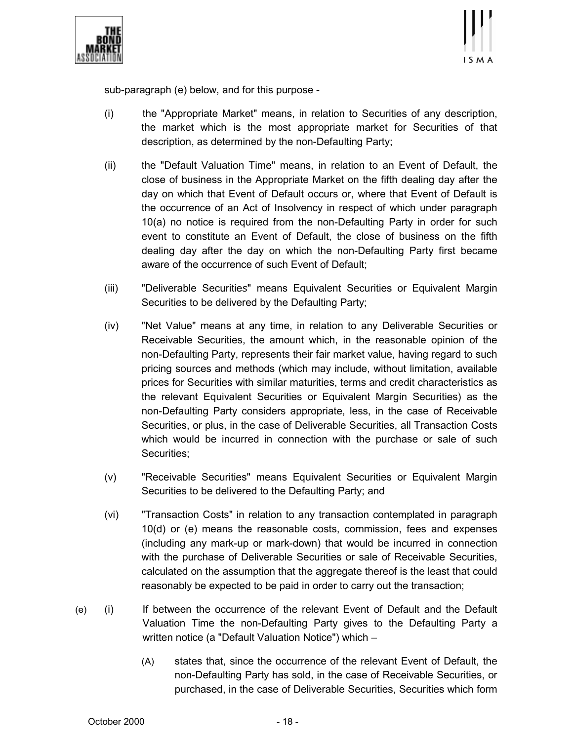sub-paragraph (e) below, and for this purpose -

(i) the "Appropriate Market" means, in relation to Securities of any description, the market which is the most appropriate market for Securities of that description, as determined by the non-Defaulting Party;

(ii) the "Default Valuation Time" means, in relation to an Event of Default, the close of business in the Appropriate Market on the fifth dealing day after the day on which that Event of Default occurs or, where that Event of Default is the occurrence of an Act of Insolvency in respect of which under paragraph 10(a) no notice is required from the non-Defaulting Party in order for such event to constitute an Event of Default, the close of business on the fifth dealing day after the day on which the non-Defaulting Party first became aware of the occurrence of such Event of Default;

(iii) "Deliverable Securities" means Equivalent Securities or Equivalent Margin Securities to be delivered by the Defaulting Party;

(iv) "Net Value" means at any time, in relation to any Deliverable Securities or Receivable Securities, the amount which, in the reasonable opinion of the non-Defaulting Party, represents their fair market value, having regard to such pricing sources and methods (which may include, without limitation, available prices for Securities with similar maturities, terms and credit characteristics as the relevant Equivalent Securities or Equivalent Margin Securities) as the non-Defaulting Party considers appropriate, less, in the case of Receivable Securities, or plus, in the case of Deliverable Securities, all Transaction Costs which would be incurred in connection with the purchase or sale of such Securities;

(v) "Receivable Securities" means Equivalent Securities or Equivalent Margin Securities to be delivered to the Defaulting Party; and

(vi) "Transaction Costs" in relation to any transaction contemplated in paragraph 10(d) or (e) means the reasonable costs, commission, fees and expenses (including any mark-up or mark-down) that would be incurred in connection with the purchase of Deliverable Securities or sale of Receivable Securities, calculated on the assumption that the aggregate thereof is the least that could reasonably be expected to be paid in order to carry out the transaction;

(e) (i) If between the occurrence of the relevant Event of Default and the Default Valuation Time the non-Defaulting Party gives to the Defaulting Party a written notice (a "Default Valuation Notice") which –

(A) states that, since the occurrence of the relevant Event of Default, the non-Defaulting Party has sold, in the case of Receivable Securities, or purchased, in the case of Deliverable Securities, Securities which form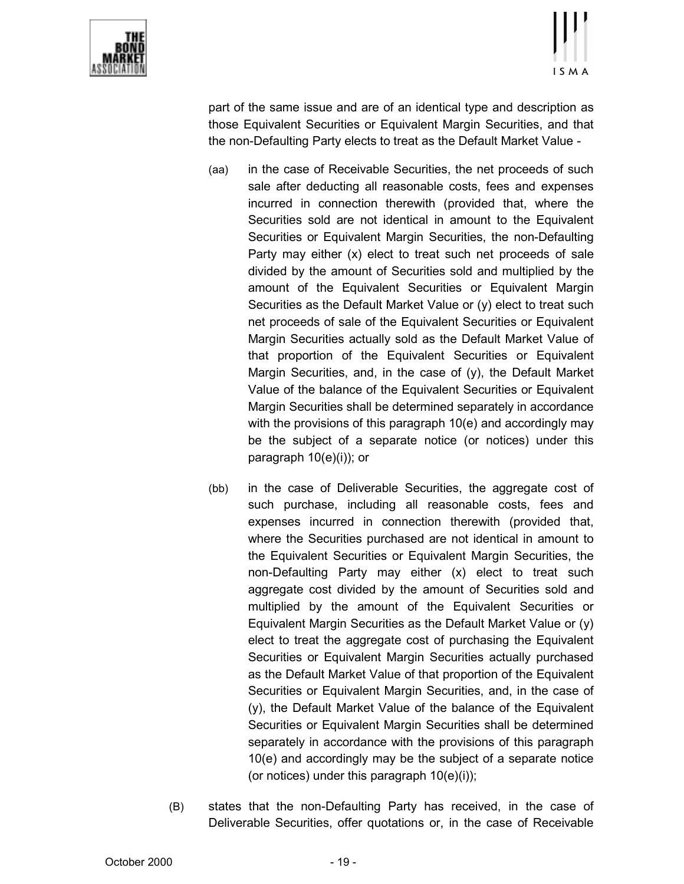part of the same issue and are of an identical type and description as those Equivalent Securities or Equivalent Margin Securities, and that the non-Defaulting Party elects to treat as the Default Market Value -

(aa) in the case of Receivable Securities, the net proceeds of such sale after deducting all reasonable costs, fees and expenses incurred in connection therewith (provided that, where the Securities sold are not identical in amount to the Equivalent Securities or Equivalent Margin Securities, the non-Defaulting Party may either (x) elect to treat such net proceeds of sale divided by the amount of Securities sold and multiplied by the amount of the Equivalent Securities or Equivalent Margin Securities as the Default Market Value or (y) elect to treat such net proceeds of sale of the Equivalent Securities or Equivalent Margin Securities actually sold as the Default Market Value of that proportion of the Equivalent Securities or Equivalent Margin Securities, and, in the case of (y), the Default Market Value of the balance of the Equivalent Securities or Equivalent Margin Securities shall be determined separately in accordance with the provisions of this paragraph 10(e) and accordingly may be the subject of a separate notice (or notices) under this paragraph 10(e)(i)); or

(bb) in the case of Deliverable Securities, the aggregate cost of such purchase, including all reasonable costs, fees and expenses incurred in connection therewith (provided that, where the Securities purchased are not identical in amount to the Equivalent Securities or Equivalent Margin Securities, the non-Defaulting Party may either (x) elect to treat such aggregate cost divided by the amount of Securities sold and multiplied by the amount of the Equivalent Securities or Equivalent Margin Securities as the Default Market Value or (y) elect to treat the aggregate cost of purchasing the Equivalent Securities or Equivalent Margin Securities actually purchased as the Default Market Value of that proportion of the Equivalent Securities or Equivalent Margin Securities, and, in the case of (y), the Default Market Value of the balance of the Equivalent Securities or Equivalent Margin Securities shall be determined separately in accordance with the provisions of this paragraph 10(e) and accordingly may be the subject of a separate notice (or notices) under this paragraph 10(e)(i));

(B) states that the non-Defaulting Party has received, in the case of Deliverable Securities, offer quotations or, in the case of Receivable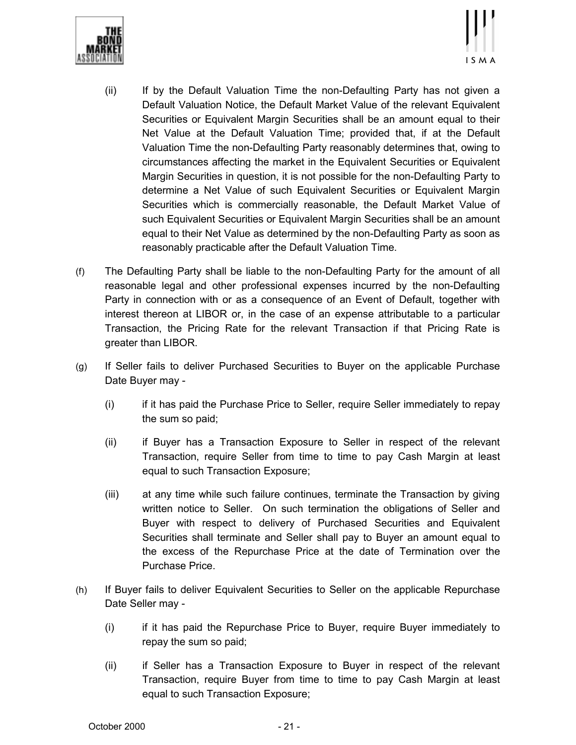(ii) If by the Default Valuation Time the non-Defaulting Party has not given a Default Valuation Notice, the Default Market Value of the relevant Equivalent Securities or Equivalent Margin Securities shall be an amount equal to their Net Value at the Default Valuation Time; provided that, if at the Default Valuation Time the non-Defaulting Party reasonably determines that, owing to circumstances affecting the market in the Equivalent Securities or Equivalent Margin Securities in question, it is not possible for the non-Defaulting Party to determine a Net Value of such Equivalent Securities or Equivalent Margin Securities which is commercially reasonable, the Default Market Value of such Equivalent Securities or Equivalent Margin Securities shall be an amount equal to their Net Value as determined by the non-Defaulting Party as soon as reasonably practicable after the Default Valuation Time.

(f) The Defaulting Party shall be liable to the non-Defaulting Party for the amount of all reasonable legal and other professional expenses incurred by the non-Defaulting Party in connection with or as a consequence of an Event of Default, together with interest thereon at LIBOR or, in the case of an expense attributable to a particular Transaction, the Pricing Rate for the relevant Transaction if that Pricing Rate is greater than LIBOR.

(g) If Seller fails to deliver Purchased Securities to Buyer on the applicable Purchase Date Buyer may -

(i) if it has paid the Purchase Price to Seller, require Seller immediately to repay the sum so paid;

(ii) if Buyer has a Transaction Exposure to Seller in respect of the relevant Transaction, require Seller from time to time to pay Cash Margin at least equal to such Transaction Exposure;

(iii) at any time while such failure continues, terminate the Transaction by giving written notice to Seller. On such termination the obligations of Seller and Buyer with respect to delivery of Purchased Securities and Equivalent Securities shall terminate and Seller shall pay to Buyer an amount equal to the excess of the Repurchase Price at the date of Termination over the Purchase Price.

(h) If Buyer fails to deliver Equivalent Securities to Seller on the applicable Repurchase Date Seller may -

(i) if it has paid the Repurchase Price to Buyer, require Buyer immediately to repay the sum so paid;

(ii) if Seller has a Transaction Exposure to Buyer in respect of the relevant Transaction, require Buyer from time to time to pay Cash Margin at least equal to such Transaction Exposure;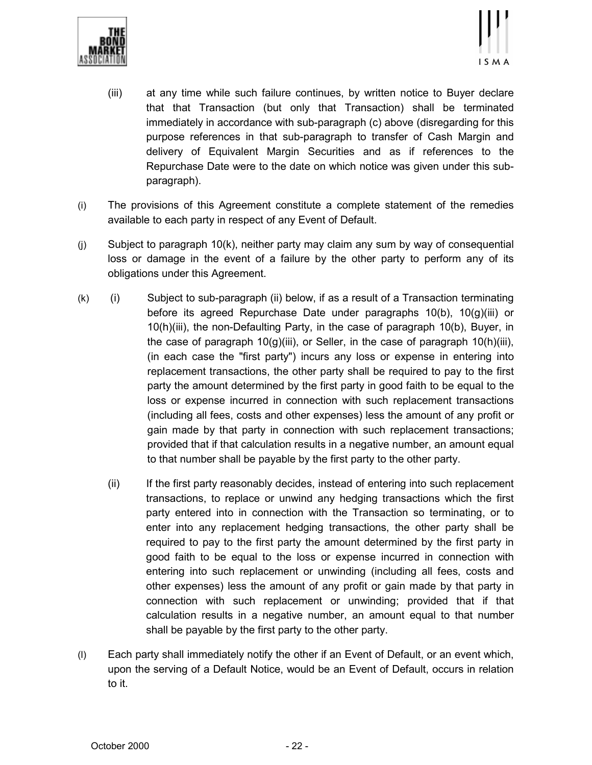(iii) at any time while such failure continues, by written notice to Buyer declare that that Transaction (but only that Transaction) shall be terminated immediately in accordance with sub-paragraph (c) above (disregarding for this purpose references in that sub-paragraph to transfer of Cash Margin and delivery of Equivalent Margin Securities and as if references to the Repurchase Date were to the date on which notice was given under this sub-paragraph).

(i) The provisions of this Agreement constitute a complete statement of the remedies available to each party in respect of any Event of Default.

(j) Subject to paragraph 10(k), neither party may claim any sum by way of consequential loss or damage in the event of a failure by the other party to perform any of its obligations under this Agreement.

(k) (i) Subject to sub-paragraph (ii) below, if as a result of a Transaction terminating before its agreed Repurchase Date under paragraphs 10(b), 10(g)(iii) or 10(h)(iii), the non-Defaulting Party, in the case of paragraph 10(b), Buyer, in the case of paragraph 10(g)(iii), or Seller, in the case of paragraph 10(h)(iii), (in each case the "first party") incurs any loss or expense in entering into replacement transactions, the other party shall be required to pay to the first party the amount determined by the first party in good faith to be equal to the loss or expense incurred in connection with such replacement transactions (including all fees, costs and other expenses) less the amount of any profit or gain made by that party in connection with such replacement transactions; provided that if that calculation results in a negative number, an amount equal to that number shall be payable by the first party to the other party.

(ii) If the first party reasonably decides, instead of entering into such replacement transactions, to replace or unwind any hedging transactions which the first party entered into in connection with the Transaction so terminating, or to enter into any replacement hedging transactions, the other party shall be required to pay to the first party the amount determined by the first party in good faith to be equal to the loss or expense incurred in connection with entering into such replacement or unwinding (including all fees, costs and other expenses) less the amount of any profit or gain made by that party in connection with such replacement or unwinding; provided that if that calculation results in a negative number, an amount equal to that number shall be payable by the first party to the other party.

(l) Each party shall immediately notify the other if an Event of Default, or an event which, upon the serving of a Default Notice, would be an Event of Default, occurs in relation to it.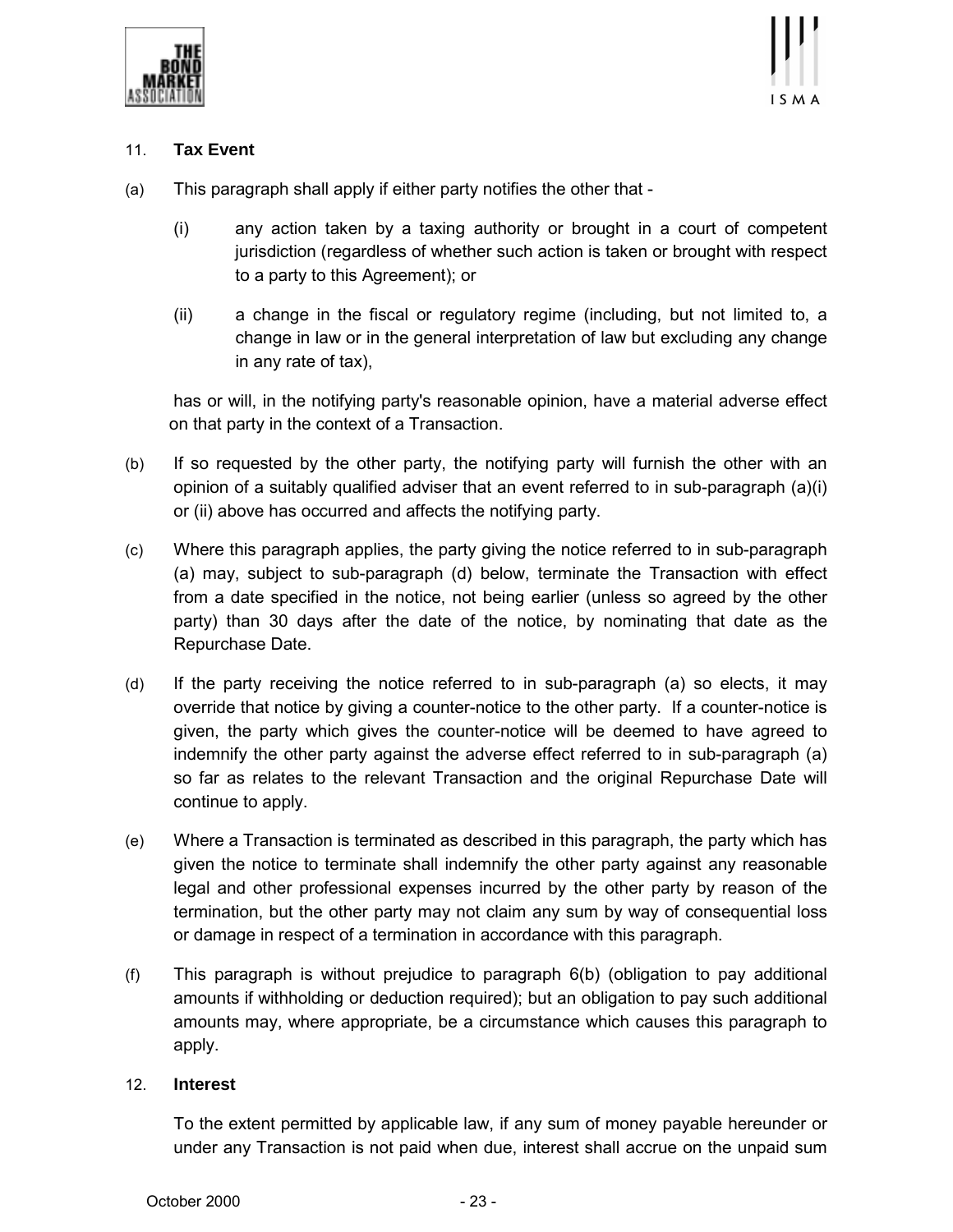## 11. Tax Event

(a) This paragraph shall apply if either party notifies the other that -

   (i) any action taken by a taxing authority or brought in a court of competent jurisdiction (regardless of whether such action is taken or brought with respect to a party to this Agreement); or

   (ii) a change in the fiscal or regulatory regime (including, but not limited to, a change in law or in the general interpretation of law but excluding any change in any rate of tax),

   has or will, in the notifying party's reasonable opinion, have a material adverse effect on that party in the context of a Transaction.

(b) If so requested by the other party, the notifying party will furnish the other with an opinion of a suitably qualified adviser that an event referred to in sub-paragraph (a)(i) or (ii) above has occurred and affects the notifying party.

(c) Where this paragraph applies, the party giving the notice referred to in sub-paragraph (a) may, subject to sub-paragraph (d) below, terminate the Transaction with effect from a date specified in the notice, not being earlier (unless so agreed by the other party) than 30 days after the date of the notice, by nominating that date as the Repurchase Date.

(d) If the party receiving the notice referred to in sub-paragraph (a) so elects, it may override that notice by giving a counter-notice to the other party. If a counter-notice is given, the party which gives the counter-notice will be deemed to have agreed to indemnify the other party against the adverse effect referred to in sub-paragraph (a) so far as relates to the relevant Transaction and the original Repurchase Date will continue to apply.

(e) Where a Transaction is terminated as described in this paragraph, the party which has given the notice to terminate shall indemnify the other party against any reasonable legal and other professional expenses incurred by the other party by reason of the termination, but the other party may not claim any sum by way of consequential loss or damage in respect of a termination in accordance with this paragraph.

(f) This paragraph is without prejudice to paragraph 6(b) (obligation to pay additional amounts if withholding or deduction required); but an obligation to pay such additional amounts may, where appropriate, be a circumstance which causes this paragraph to apply.

## 12. Interest

To the extent permitted by applicable law, if any sum of money payable hereunder or under any Transaction is not paid when due, interest shall accrue on the unpaid sum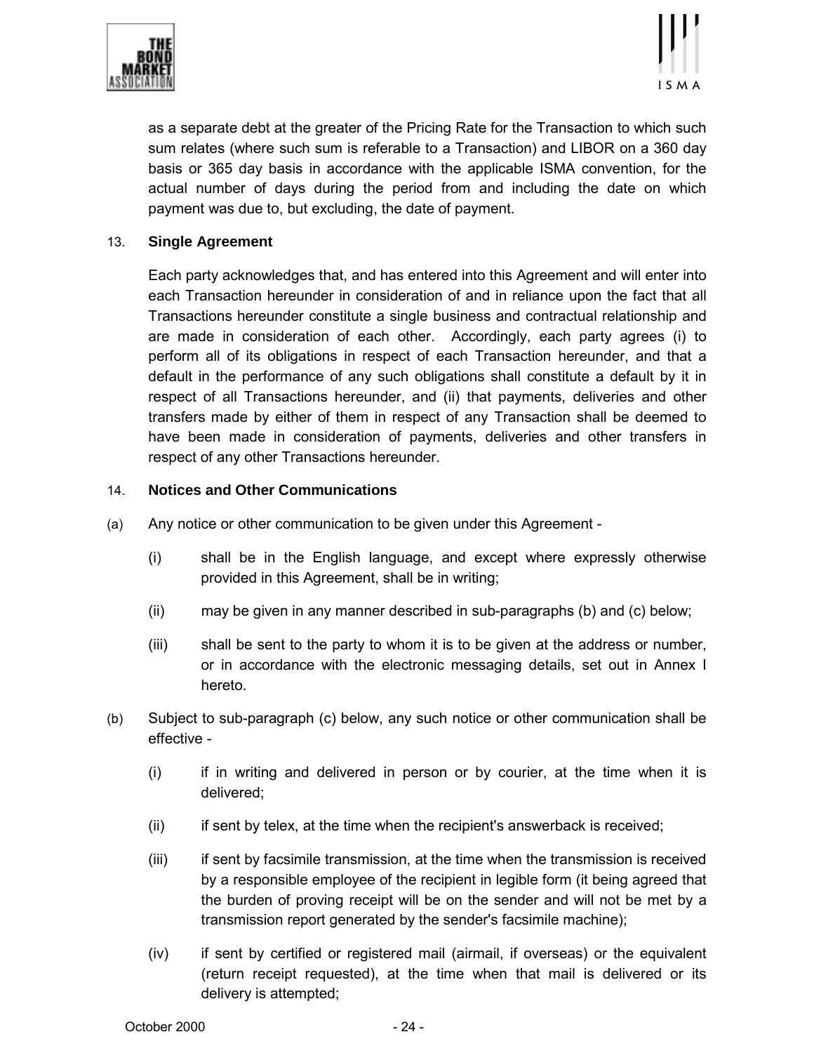as a separate debt at the greater of the Pricing Rate for the Transaction to which such sum relates (where such sum is referable to a Transaction) and LIBOR on a 360 day basis or 365 day basis in accordance with the applicable ISMA convention, for the actual number of days during the period from and including the date on which payment was due to, but excluding, the date of payment.

## 13. Single Agreement

Each party acknowledges that, and has entered into this Agreement and will enter into each Transaction hereunder in consideration of and in reliance upon the fact that all Transactions hereunder constitute a single business and contractual relationship and are made in consideration of each other. Accordingly, each party agrees (i) to perform all of its obligations in respect of each Transaction hereunder, and that a default in the performance of any such obligations shall constitute a default by it in respect of all Transactions hereunder, and (ii) that payments, deliveries and other transfers made by either of them in respect of any Transaction shall be deemed to have been made in consideration of payments, deliveries and other transfers in respect of any other Transactions hereunder.

## 14. Notices and Other Communications

(a) Any notice or other communication to be given under this Agreement -

   (i) shall be in the English language, and except where expressly otherwise provided in this Agreement, shall be in writing;

   (ii) may be given in any manner described in sub-paragraphs (b) and (c) below;

   (iii) shall be sent to the party to whom it is to be given at the address or number, or in accordance with the electronic messaging details, set out in Annex I hereto.

(b) Subject to sub-paragraph (c) below, any such notice or other communication shall be effective -

   (i) if in writing and delivered in person or by courier, at the time when it is delivered;

   (ii) if sent by telex, at the time when the recipient's answerback is received;

   (iii) if sent by facsimile transmission, at the time when the transmission is received by a responsible employee of the recipient in legible form (it being agreed that the burden of proving receipt will be on the sender and will not be met by a transmission report generated by the sender's facsimile machine);

   (iv) if sent by certified or registered mail (airmail, if overseas) or the equivalent (return receipt requested), at the time when that mail is delivered or its delivery is attempted;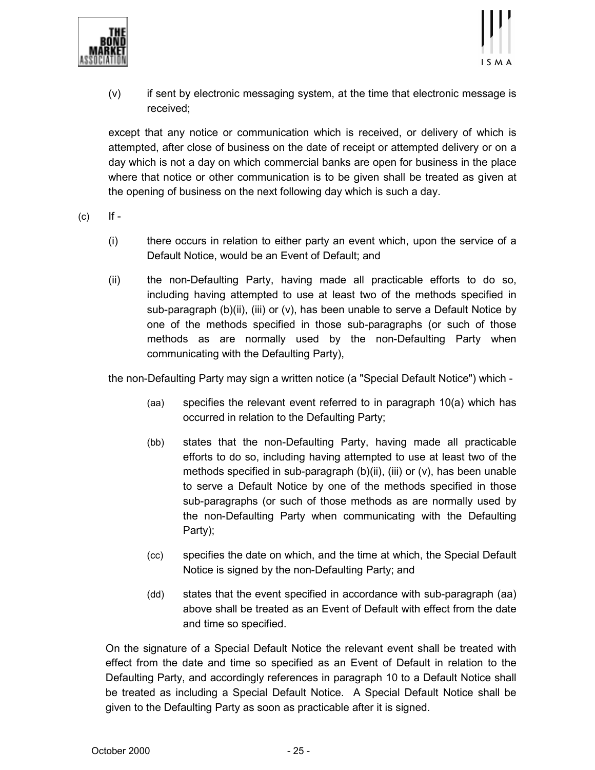(v) if sent by electronic messaging system, at the time that electronic message is received;

except that any notice or communication which is received, or delivery of which is attempted, after close of business on the date of receipt or attempted delivery or on a day which is not a day on which commercial banks are open for business in the place where that notice or other communication is to be given shall be treated as given at the opening of business on the next following day which is such a day.

(c) If -

(i) there occurs in relation to either party an event which, upon the service of a Default Notice, would be an Event of Default; and

(ii) the non-Defaulting Party, having made all practicable efforts to do so, including having attempted to use at least two of the methods specified in sub-paragraph (b)(ii), (iii) or (v), has been unable to serve a Default Notice by one of the methods specified in those sub-paragraphs (or such of those methods as are normally used by the non-Defaulting Party when communicating with the Defaulting Party),

the non-Defaulting Party may sign a written notice (a "Special Default Notice") which -

(aa) specifies the relevant event referred to in paragraph 10(a) which has occurred in relation to the Defaulting Party;

(bb) states that the non-Defaulting Party, having made all practicable efforts to do so, including having attempted to use at least two of the methods specified in sub-paragraph (b)(ii), (iii) or (v), has been unable to serve a Default Notice by one of the methods specified in those sub-paragraphs (or such of those methods as are normally used by the non-Defaulting Party when communicating with the Defaulting Party);

(cc) specifies the date on which, and the time at which, the Special Default Notice is signed by the non-Defaulting Party; and

(dd) states that the event specified in accordance with sub-paragraph (aa) above shall be treated as an Event of Default with effect from the date and time so specified.

On the signature of a Special Default Notice the relevant event shall be treated with effect from the date and time so specified as an Event of Default in relation to the Defaulting Party, and accordingly references in paragraph 10 to a Default Notice shall be treated as including a Special Default Notice. A Special Default Notice shall be given to the Defaulting Party as soon as practicable after it is signed.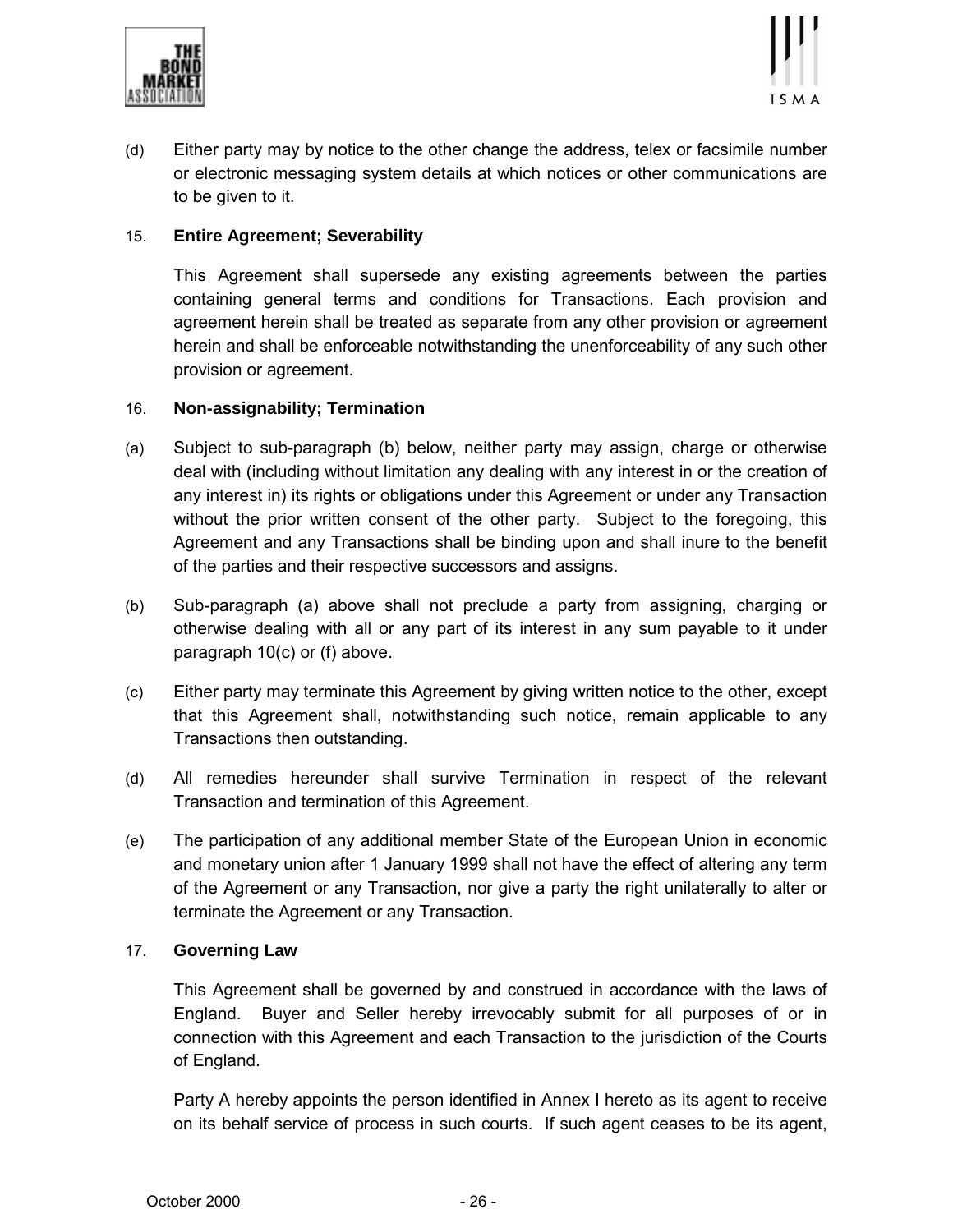(d) Either party may by notice to the other change the address, telex or facsimile number or electronic messaging system details at which notices or other communications are to be given to it.

15. **Entire Agreement; Severability**

This Agreement shall supersede any existing agreements between the parties containing general terms and conditions for Transactions. Each provision and agreement herein shall be treated as separate from any other provision or agreement herein and shall be enforceable notwithstanding the unenforceability of any such other provision or agreement.

16. **Non-assignability; Termination**

(a) Subject to sub-paragraph (b) below, neither party may assign, charge or otherwise deal with (including without limitation any dealing with any interest in or the creation of any interest in) its rights or obligations under this Agreement or under any Transaction without the prior written consent of the other party. Subject to the foregoing, this Agreement and any Transactions shall be binding upon and shall inure to the benefit of the parties and their respective successors and assigns.

(b) Sub-paragraph (a) above shall not preclude a party from assigning, charging or otherwise dealing with all or any part of its interest in any sum payable to it under paragraph 10(c) or (f) above.

(c) Either party may terminate this Agreement by giving written notice to the other, except that this Agreement shall, notwithstanding such notice, remain applicable to any Transactions then outstanding.

(d) All remedies hereunder shall survive Termination in respect of the relevant Transaction and termination of this Agreement.

(e) The participation of any additional member State of the European Union in economic and monetary union after 1 January 1999 shall not have the effect of altering any term of the Agreement or any Transaction, nor give a party the right unilaterally to alter or terminate the Agreement or any Transaction.

17. **Governing Law**

This Agreement shall be governed by and construed in accordance with the laws of England. Buyer and Seller hereby irrevocably submit for all purposes of or in connection with this Agreement and each Transaction to the jurisdiction of the Courts of England.

Party A hereby appoints the person identified in Annex I hereto as its agent to receive on its behalf service of process in such courts. If such agent ceases to be its agent,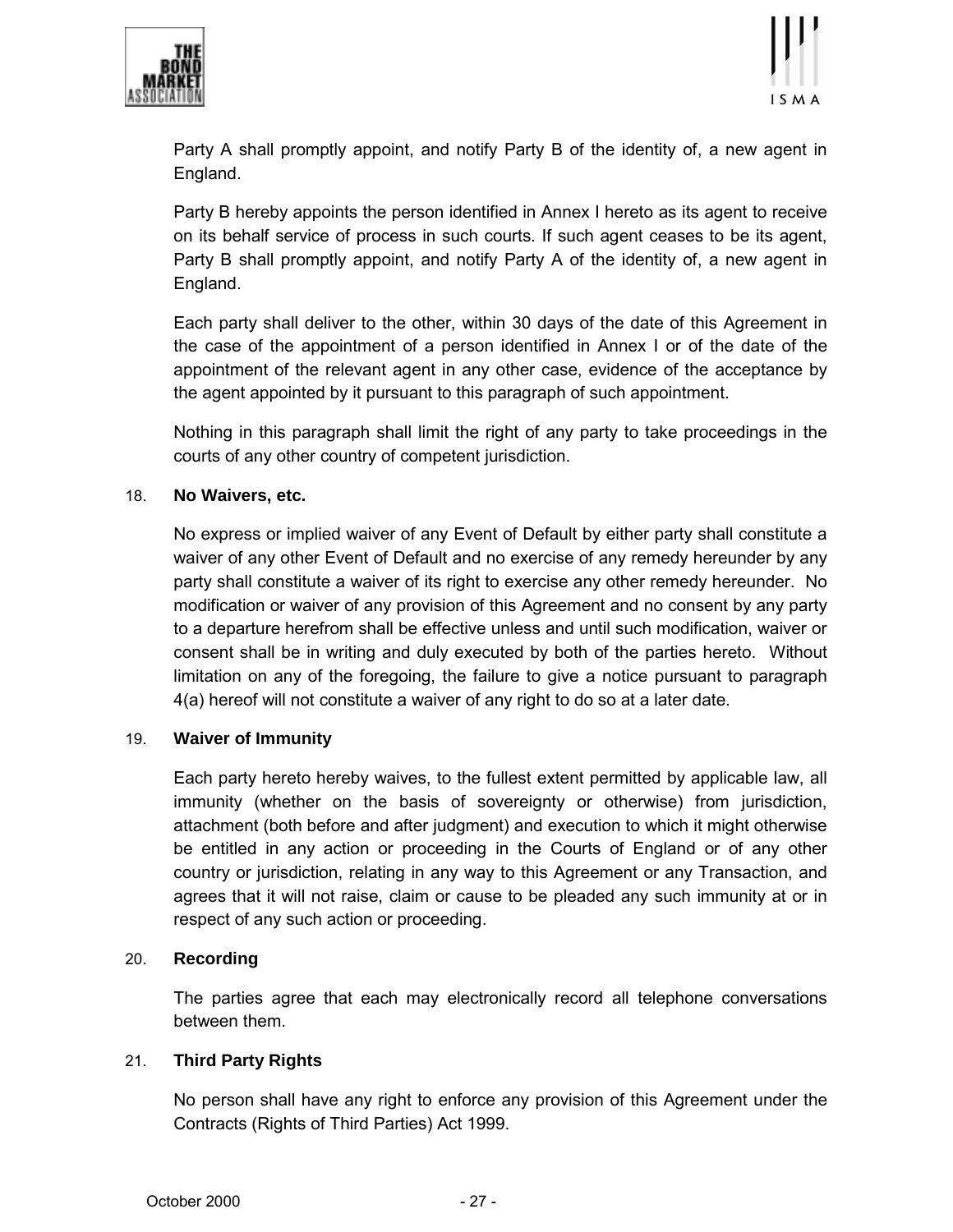Party A shall promptly appoint, and notify Party B of the identity of, a new agent in England.

Party B hereby appoints the person identified in Annex I hereto as its agent to receive on its behalf service of process in such courts. If such agent ceases to be its agent, Party B shall promptly appoint, and notify Party A of the identity of, a new agent in England.

Each party shall deliver to the other, within 30 days of the date of this Agreement in the case of the appointment of a person identified in Annex I or of the date of the appointment of the relevant agent in any other case, evidence of the acceptance by the agent appointed by it pursuant to this paragraph of such appointment.

Nothing in this paragraph shall limit the right of any party to take proceedings in the courts of any other country of competent jurisdiction.

## 18. No Waivers, etc.

No express or implied waiver of any Event of Default by either party shall constitute a waiver of any other Event of Default and no exercise of any remedy hereunder by any party shall constitute a waiver of its right to exercise any other remedy hereunder. No modification or waiver of any provision of this Agreement and no consent by any party to a departure herefrom shall be effective unless and until such modification, waiver or consent shall be in writing and duly executed by both of the parties hereto. Without limitation on any of the foregoing, the failure to give a notice pursuant to paragraph 4(a) hereof will not constitute a waiver of any right to do so at a later date.

## 19. Waiver of Immunity

Each party hereto hereby waives, to the fullest extent permitted by applicable law, all immunity (whether on the basis of sovereignty or otherwise) from jurisdiction, attachment (both before and after judgment) and execution to which it might otherwise be entitled in any action or proceeding in the Courts of England or of any other country or jurisdiction, relating in any way to this Agreement or any Transaction, and agrees that it will not raise, claim or cause to be pleaded any such immunity at or in respect of any such action or proceeding.

## 20. Recording

The parties agree that each may electronically record all telephone conversations between them.

## 21. Third Party Rights

No person shall have any right to enforce any provision of this Agreement under the Contracts (Rights of Third Parties) Act 1999.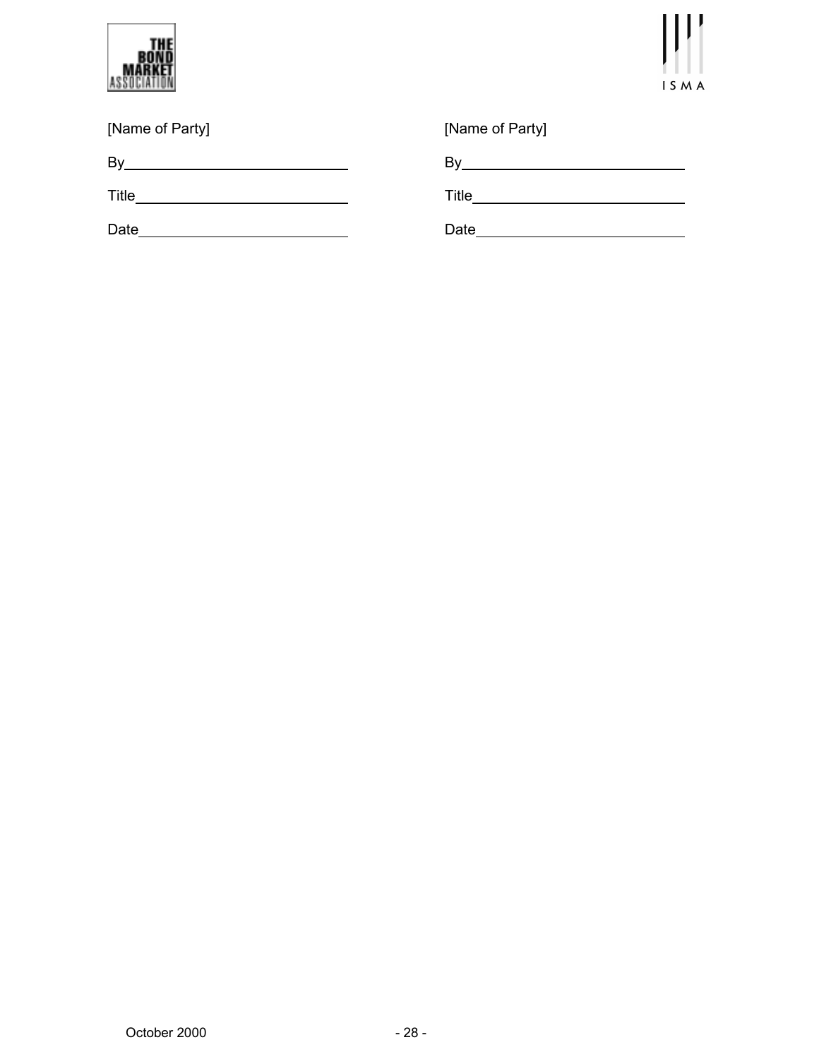| [Name of Party] | [Name of Party] |
|---|---|
| By_____________________________ | By_____________________________ |
| Title___________________________ | Title___________________________ |
| Date___________________________ | Date___________________________ |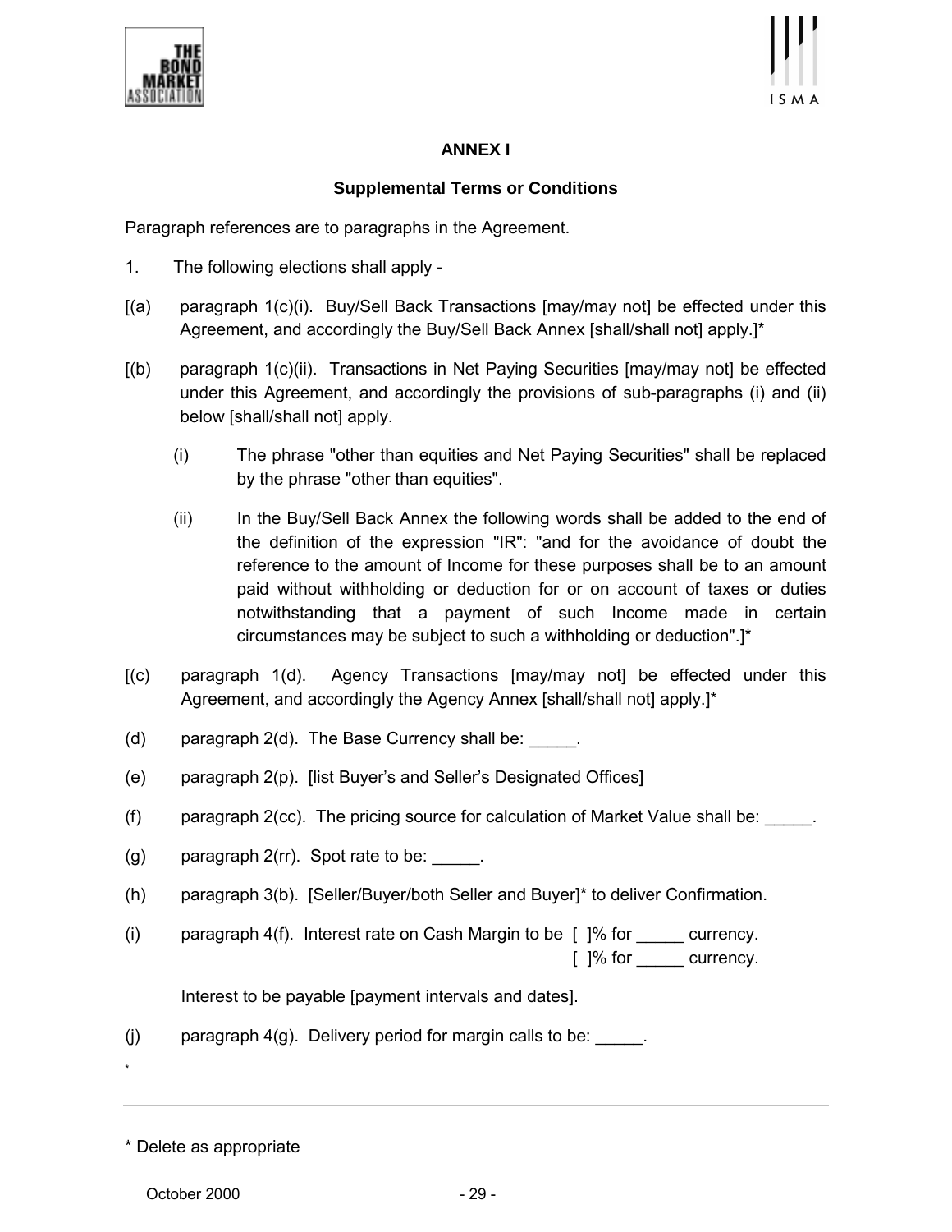## ANNEX I

### Supplemental Terms or Conditions

Paragraph references are to paragraphs in the Agreement.

1. The following elections shall apply -

[(a) paragraph 1(c)(i). Buy/Sell Back Transactions [may/may not] be effected under this Agreement, and accordingly the Buy/Sell Back Annex [shall/shall not] apply.]*

[(b) paragraph 1(c)(ii). Transactions in Net Paying Securities [may/may not] be effected under this Agreement, and accordingly the provisions of sub-paragraphs (i) and (ii) below [shall/shall not] apply.

(i) The phrase "other than equities and Net Paying Securities" shall be replaced by the phrase "other than equities".

(ii) In the Buy/Sell Back Annex the following words shall be added to the end of the definition of the expression "IR": "and for the avoidance of doubt the reference to the amount of Income for these purposes shall be to an amount paid without withholding or deduction for or on account of taxes or duties notwithstanding that a payment of such Income made in certain circumstances may be subject to such a withholding or deduction".]*

[(c) paragraph 1(d). Agency Transactions [may/may not] be effected under this Agreement, and accordingly the Agency Annex [shall/shall not] apply.]*

(d) paragraph 2(d). The Base Currency shall be: _____.

(e) paragraph 2(p). [list Buyer's and Seller's Designated Offices]

(f) paragraph 2(cc). The pricing source for calculation of Market Value shall be: _____.

(g) paragraph 2(rr). Spot rate to be: _____.

(h) paragraph 3(b). [Seller/Buyer/both Seller and Buyer]* to deliver Confirmation.

(i) paragraph 4(f). Interest rate on Cash Margin to be [ ]% for _____ currency.
[ ]% for _____ currency.

Interest to be payable [payment intervals and dates].

(j) paragraph 4(g). Delivery period for margin calls to be: _____.

\* Delete as appropriate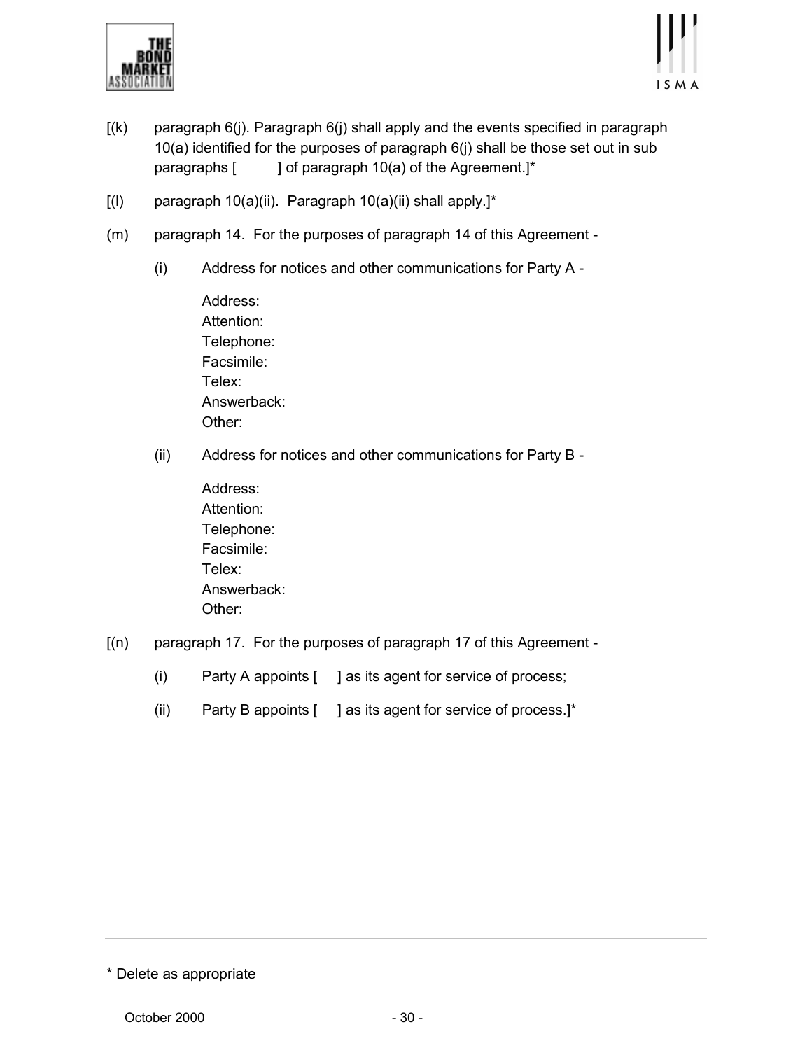[(k) paragraph 6(j). Paragraph 6(j) shall apply and the events specified in paragraph 10(a) identified for the purposes of paragraph 6(j) shall be those set out in sub paragraphs [ ] of paragraph 10(a) of the Agreement.]*

[(l) paragraph 10(a)(ii). Paragraph 10(a)(ii) shall apply.]*

(m) paragraph 14. For the purposes of paragraph 14 of this Agreement -

(i) Address for notices and other communications for Party A -

Address:
Attention:
Telephone:
Facsimile:
Telex:
Answerback:
Other:

(ii) Address for notices and other communications for Party B -

Address:
Attention:
Telephone:
Facsimile:
Telex:
Answerback:
Other:

[(n) paragraph 17. For the purposes of paragraph 17 of this Agreement -

(i) Party A appoints [ ] as its agent for service of process;

(ii) Party B appoints [ ] as its agent for service of process.]*

---

* Delete as appropriate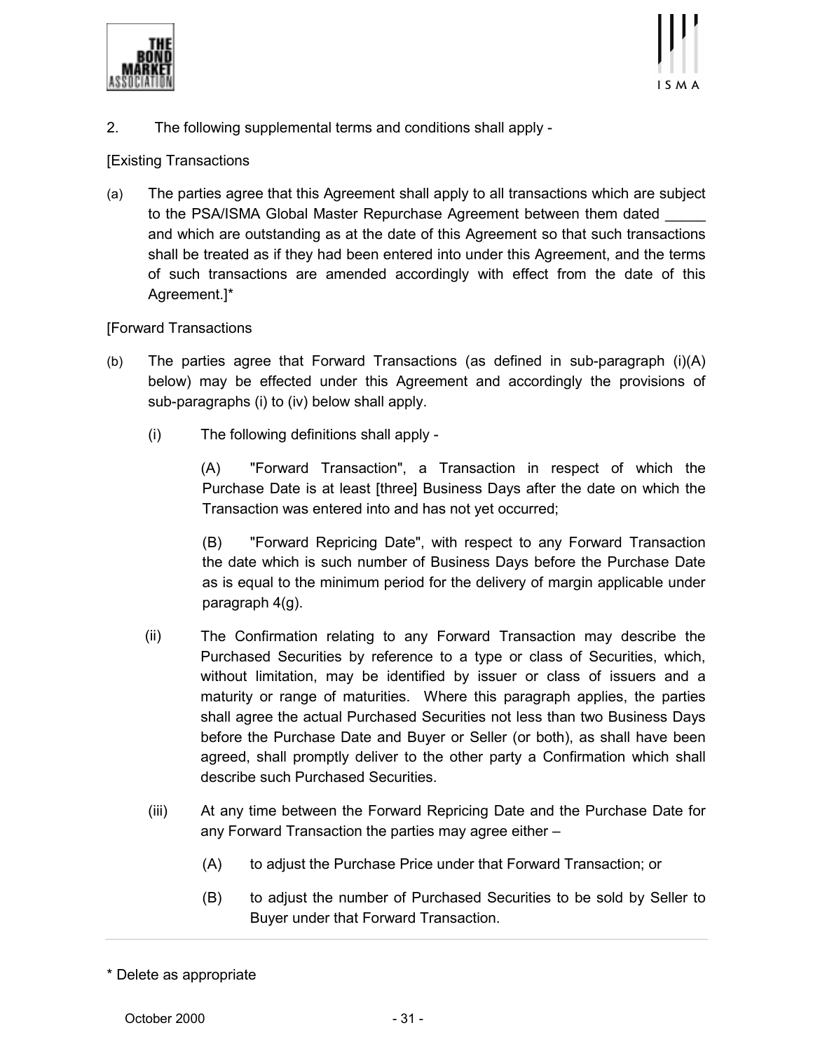2. The following supplemental terms and conditions shall apply -

[Existing Transactions

(a) The parties agree that this Agreement shall apply to all transactions which are subject to the PSA/ISMA Global Master Repurchase Agreement between them dated _____ and which are outstanding as at the date of this Agreement so that such transactions shall be treated as if they had been entered into under this Agreement, and the terms of such transactions are amended accordingly with effect from the date of this Agreement.]*

[Forward Transactions

(b) The parties agree that Forward Transactions (as defined in sub-paragraph (i)(A) below) may be effected under this Agreement and accordingly the provisions of sub-paragraphs (i) to (iv) below shall apply.

(i) The following definitions shall apply -

(A) "Forward Transaction", a Transaction in respect of which the Purchase Date is at least [three] Business Days after the date on which the Transaction was entered into and has not yet occurred;

(B) "Forward Repricing Date", with respect to any Forward Transaction the date which is such number of Business Days before the Purchase Date as is equal to the minimum period for the delivery of margin applicable under paragraph 4(g).

(ii) The Confirmation relating to any Forward Transaction may describe the Purchased Securities by reference to a type or class of Securities, which, without limitation, may be identified by issuer or class of issuers and a maturity or range of maturities. Where this paragraph applies, the parties shall agree the actual Purchased Securities not less than two Business Days before the Purchase Date and Buyer or Seller (or both), as shall have been agreed, shall promptly deliver to the other party a Confirmation which shall describe such Purchased Securities.

(iii) At any time between the Forward Repricing Date and the Purchase Date for any Forward Transaction the parties may agree either –

(A) to adjust the Purchase Price under that Forward Transaction; or

(B) to adjust the number of Purchased Securities to be sold by Seller to Buyer under that Forward Transaction.

---

* Delete as appropriate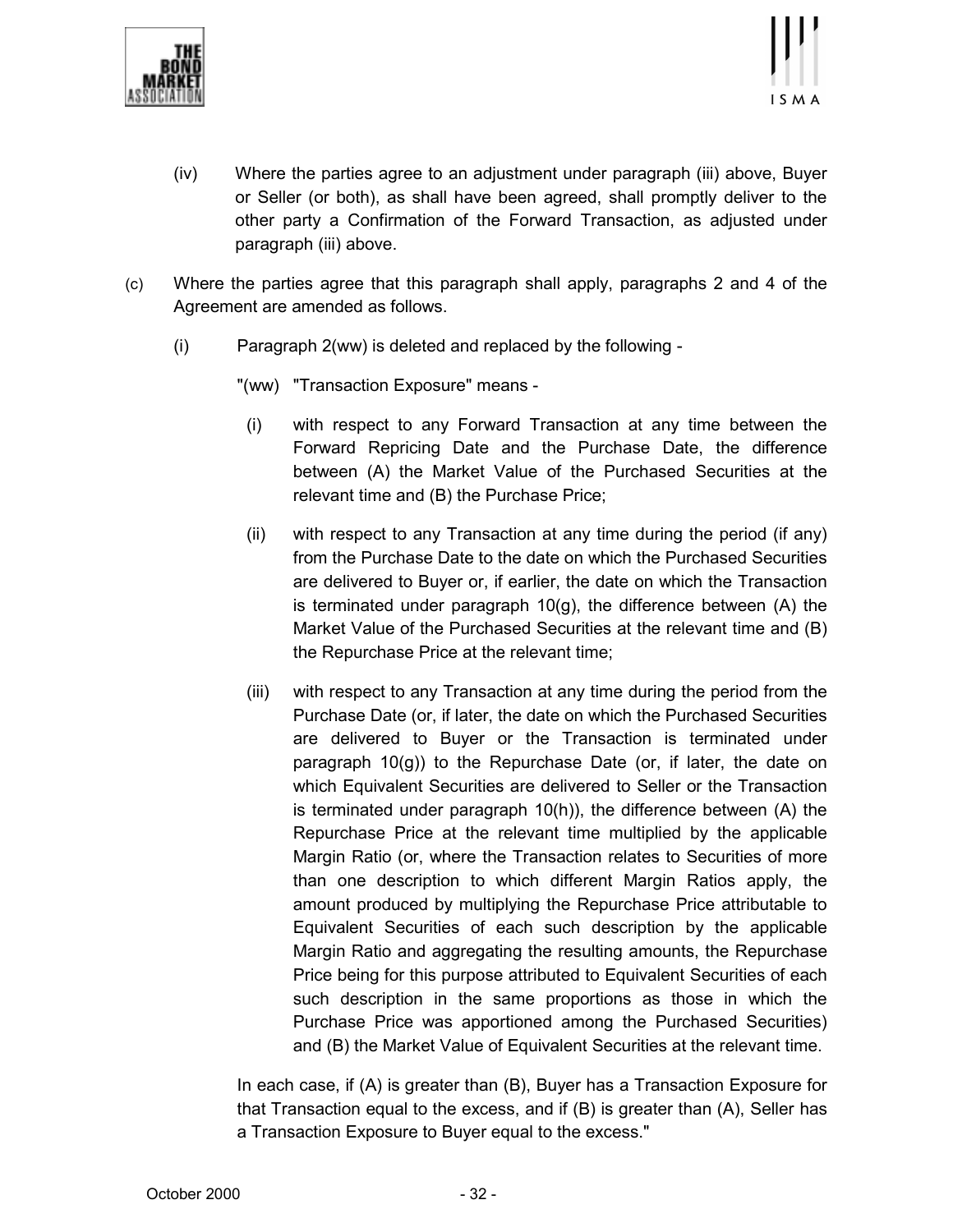(iv) Where the parties agree to an adjustment under paragraph (iii) above, Buyer or Seller (or both), as shall have been agreed, shall promptly deliver to the other party a Confirmation of the Forward Transaction, as adjusted under paragraph (iii) above.

(c) Where the parties agree that this paragraph shall apply, paragraphs 2 and 4 of the Agreement are amended as follows.

(i) Paragraph 2(ww) is deleted and replaced by the following -

"(ww) "Transaction Exposure" means -

(i) with respect to any Forward Transaction at any time between the Forward Repricing Date and the Purchase Date, the difference between (A) the Market Value of the Purchased Securities at the relevant time and (B) the Purchase Price;

(ii) with respect to any Transaction at any time during the period (if any) from the Purchase Date to the date on which the Purchased Securities are delivered to Buyer or, if earlier, the date on which the Transaction is terminated under paragraph 10(g), the difference between (A) the Market Value of the Purchased Securities at the relevant time and (B) the Repurchase Price at the relevant time;

(iii) with respect to any Transaction at any time during the period from the Purchase Date (or, if later, the date on which the Purchased Securities are delivered to Buyer or the Transaction is terminated under paragraph 10(g)) to the Repurchase Date (or, if later, the date on which Equivalent Securities are delivered to Seller or the Transaction is terminated under paragraph 10(h)), the difference between (A) the Repurchase Price at the relevant time multiplied by the applicable Margin Ratio (or, where the Transaction relates to Securities of more than one description to which different Margin Ratios apply, the amount produced by multiplying the Repurchase Price attributable to Equivalent Securities of each such description by the applicable Margin Ratio and aggregating the resulting amounts, the Repurchase Price being for this purpose attributed to Equivalent Securities of each such description in the same proportions as those in which the Purchase Price was apportioned among the Purchased Securities) and (B) the Market Value of Equivalent Securities at the relevant time.

In each case, if (A) is greater than (B), Buyer has a Transaction Exposure for that Transaction equal to the excess, and if (B) is greater than (A), Seller has a Transaction Exposure to Buyer equal to the excess."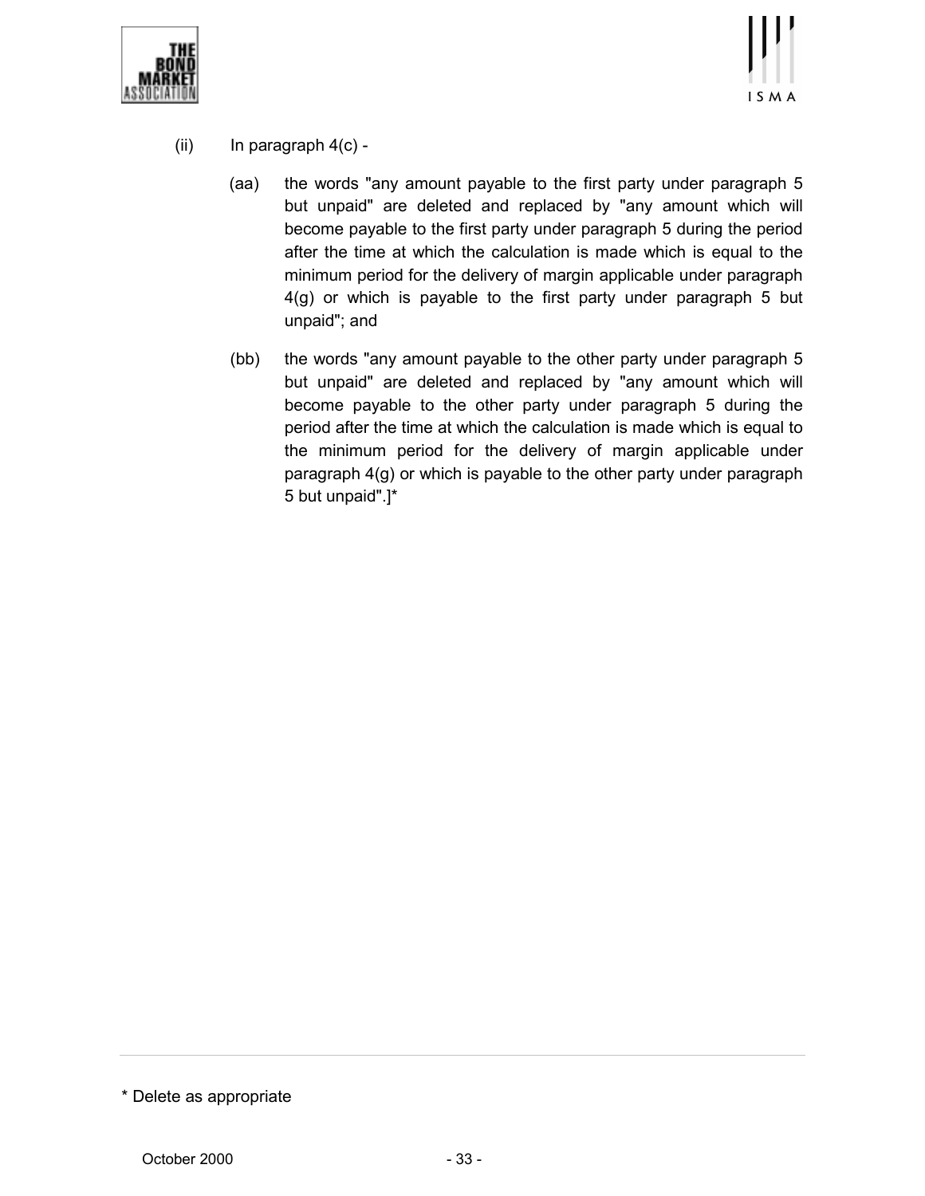(ii) In paragraph 4(c) -

(aa) the words "any amount payable to the first party under paragraph 5 but unpaid" are deleted and replaced by "any amount which will become payable to the first party under paragraph 5 during the period after the time at which the calculation is made which is equal to the minimum period for the delivery of margin applicable under paragraph 4(g) or which is payable to the first party under paragraph 5 but unpaid"; and

(bb) the words "any amount payable to the other party under paragraph 5 but unpaid" are deleted and replaced by "any amount which will become payable to the other party under paragraph 5 during the period after the time at which the calculation is made which is equal to the minimum period for the delivery of margin applicable under paragraph 4(g) or which is payable to the other party under paragraph 5 but unpaid".]*

---

* Delete as appropriate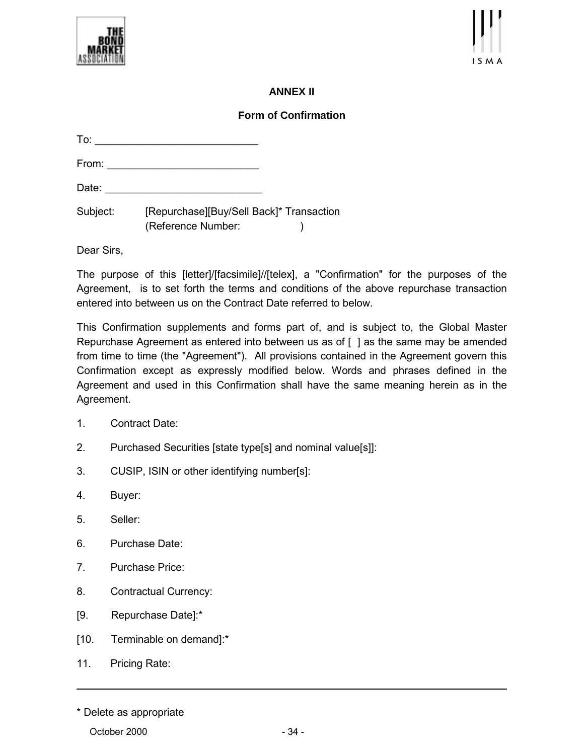## ANNEX II

### Form of Confirmation

To: ____________________________

From: __________________________

Date: ___________________________

Subject: [Repurchase][Buy/Sell Back]* Transaction
(Reference Number: )

Dear Sirs,

The purpose of this [letter]/[facsimile]//[telex], a "Confirmation" for the purposes of the Agreement, is to set forth the terms and conditions of the above repurchase transaction entered into between us on the Contract Date referred to below.

This Confirmation supplements and forms part of, and is subject to, the Global Master Repurchase Agreement as entered into between us as of [ ] as the same may be amended from time to time (the "Agreement"). All provisions contained in the Agreement govern this Confirmation except as expressly modified below. Words and phrases defined in the Agreement and used in this Confirmation shall have the same meaning herein as in the Agreement.

1. Contract Date:

2. Purchased Securities [state type[s] and nominal value[s]]:

3. CUSIP, ISIN or other identifying number[s]:

4. Buyer:

5. Seller:

6. Purchase Date:

7. Purchase Price:

8. Contractual Currency:

[9. Repurchase Date]:*

[10. Terminable on demand]:*

11. Pricing Rate:

---

* Delete as appropriate

October 2000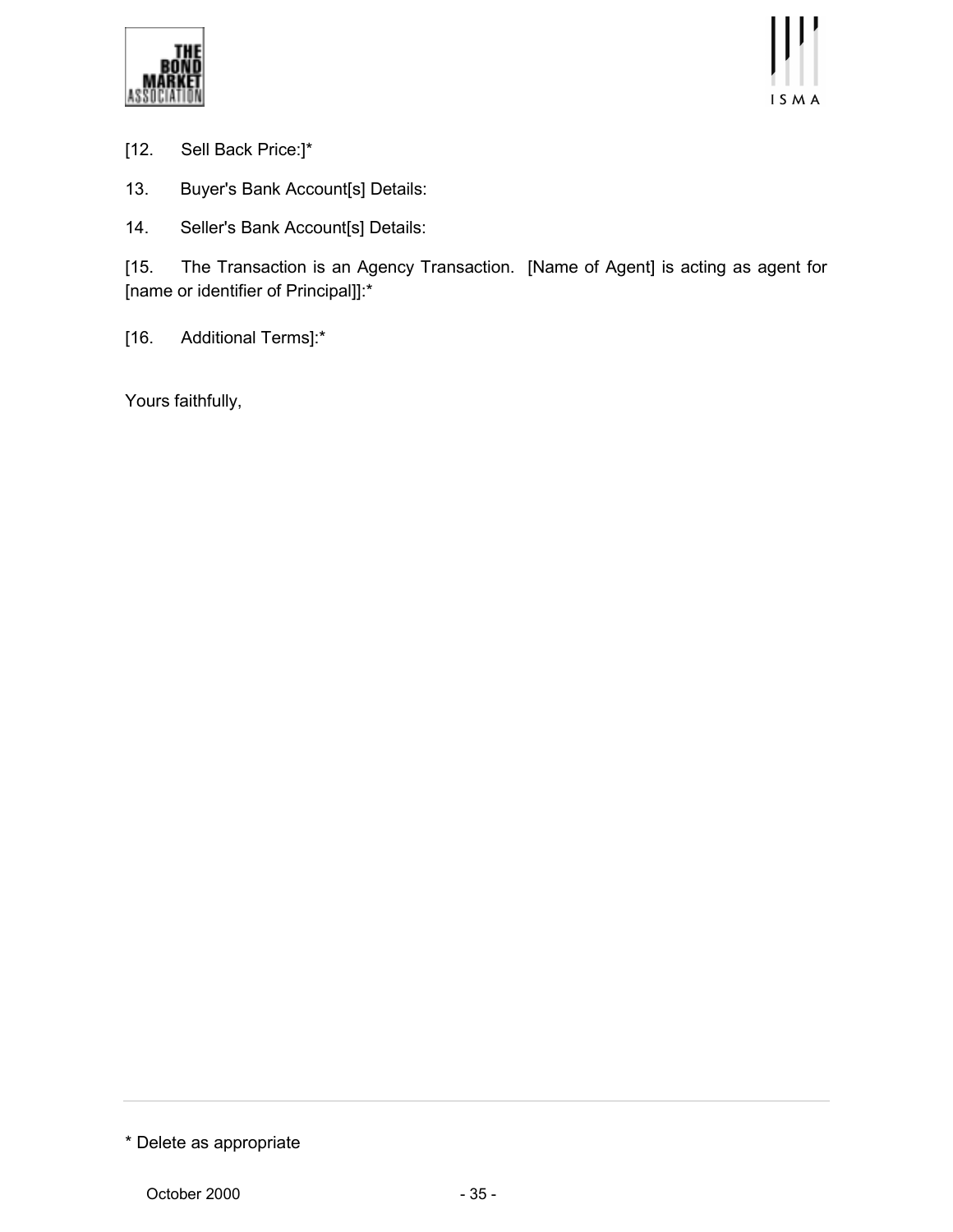[12. Sell Back Price:]*

13. Buyer's Bank Account[s] Details:

14. Seller's Bank Account[s] Details:

[15. The Transaction is an Agency Transaction. [Name of Agent] is acting as agent for [name or identifier of Principal]]:*

[16. Additional Terms]:*

Yours faithfully,

---

* Delete as appropriate